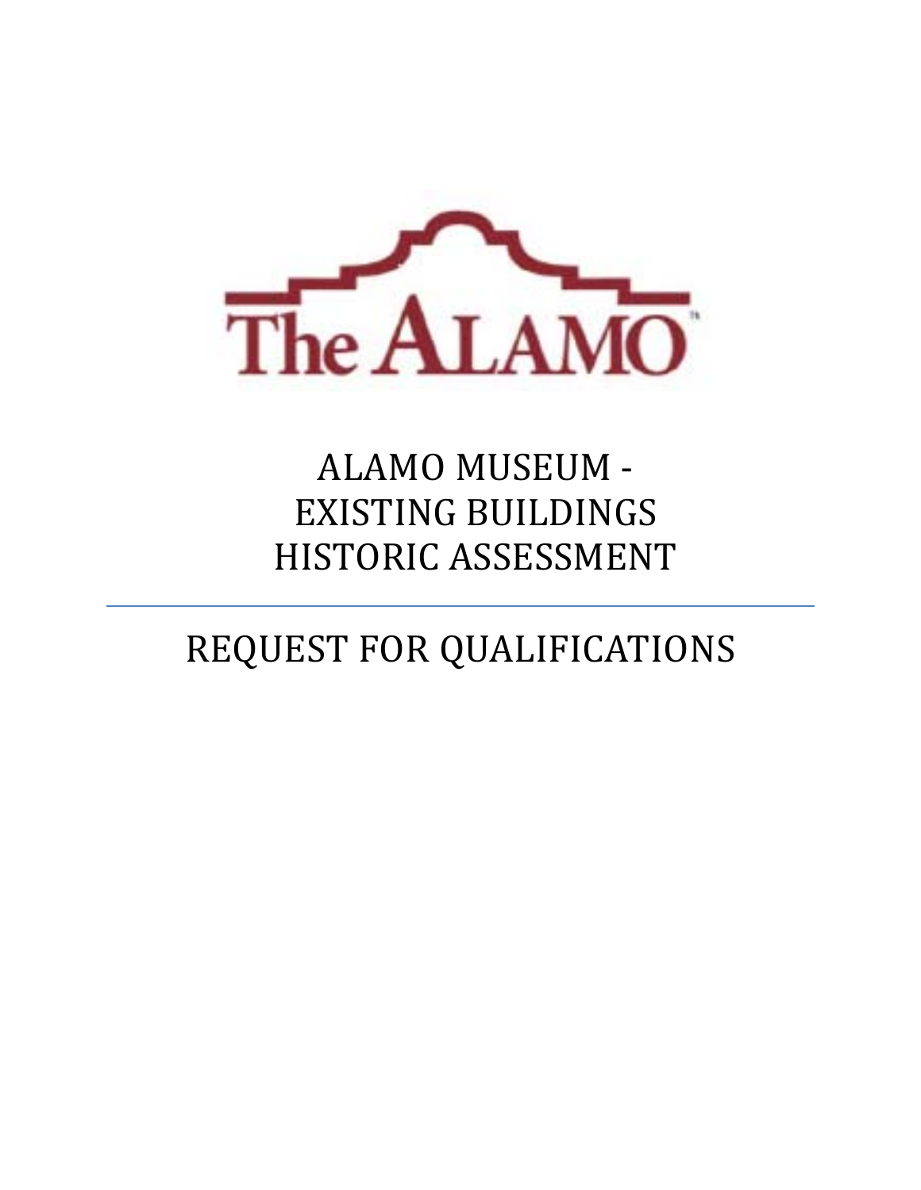The ALAMO

# ALAMO MUSEUM - EXISTING BUILDINGS HISTORIC ASSESSMENT

---

# REQUEST FOR QUALIFICATIONS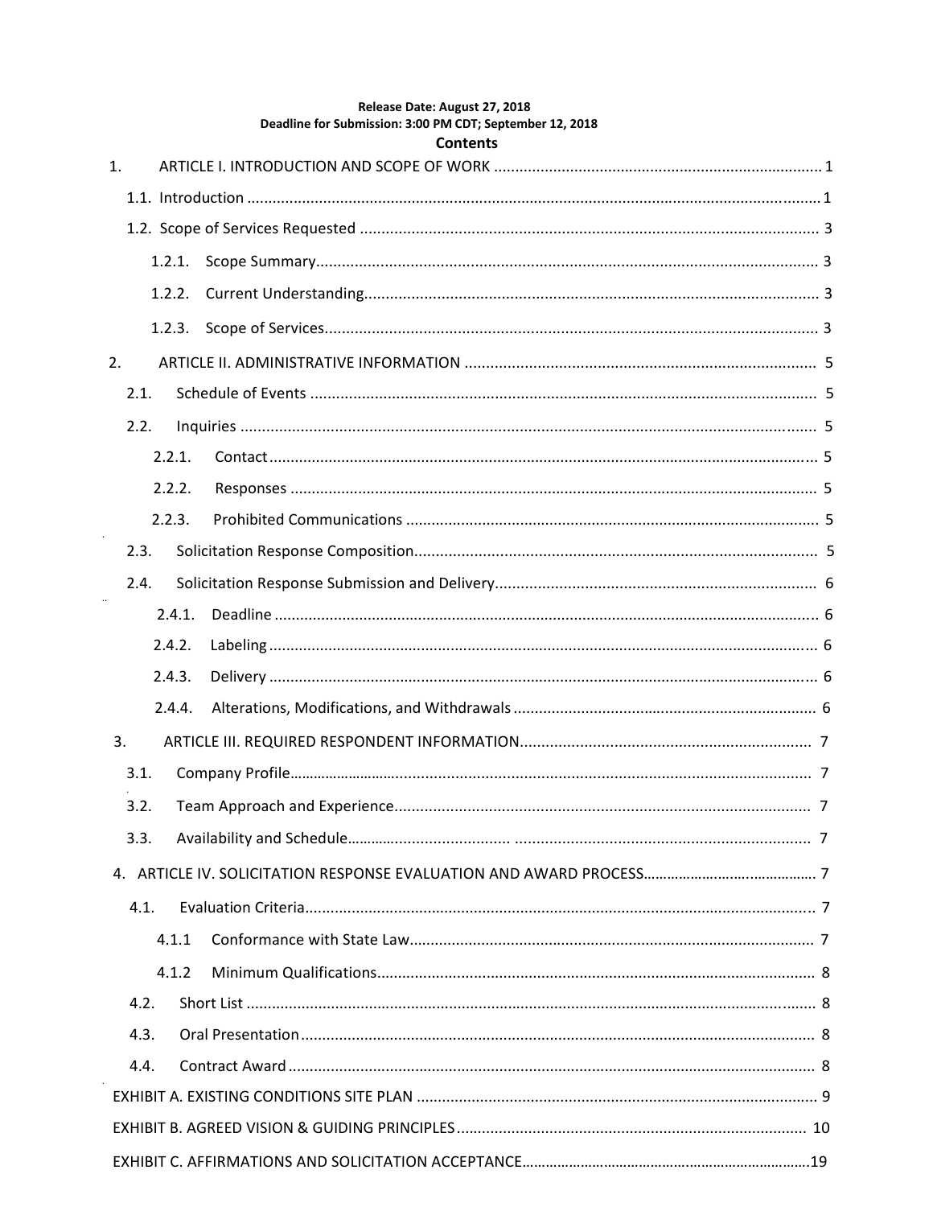**Release Date: August 27, 2018**
**Deadline for Submission: 3:00 PM CDT; September 12, 2018**

## Contents

1. ARTICLE I. INTRODUCTION AND SCOPE OF WORK ........ 1
   - 1.1. Introduction ........ 1
   - 1.2. Scope of Services Requested ........ 3
     - 1.2.1. Scope Summary ........ 3
     - 1.2.2. Current Understanding ........ 3
     - 1.2.3. Scope of Services ........ 3
2. ARTICLE II. ADMINISTRATIVE INFORMATION ........ 5
   - 2.1. Schedule of Events ........ 5
   - 2.2. Inquiries ........ 5
     - 2.2.1. Contact ........ 5
     - 2.2.2. Responses ........ 5
     - 2.2.3. Prohibited Communications ........ 5
   - 2.3. Solicitation Response Composition ........ 5
   - 2.4. Solicitation Response Submission and Delivery ........ 6
     - 2.4.1. Deadline ........ 6
     - 2.4.2. Labeling ........ 6
     - 2.4.3. Delivery ........ 6
     - 2.4.4. Alterations, Modifications, and Withdrawals ........ 6
3. ARTICLE III. REQUIRED RESPONDENT INFORMATION ........ 7
   - 3.1. Company Profile ........ 7
   - 3.2. Team Approach and Experience ........ 7
   - 3.3. Availability and Schedule ........ 7
4. ARTICLE IV. SOLICITATION RESPONSE EVALUATION AND AWARD PROCESS ........ 7
   - 4.1. Evaluation Criteria ........ 7
     - 4.1.1 Conformance with State Law ........ 7
     - 4.1.2 Minimum Qualifications ........ 8
   - 4.2. Short List ........ 8
   - 4.3. Oral Presentation ........ 8
   - 4.4. Contract Award ........ 8

EXHIBIT A. EXISTING CONDITIONS SITE PLAN ........ 9

EXHIBIT B. AGREED VISION & GUIDING PRINCIPLES ........ 10

EXHIBIT C. AFFIRMATIONS AND SOLICITATION ACCEPTANCE ........ 19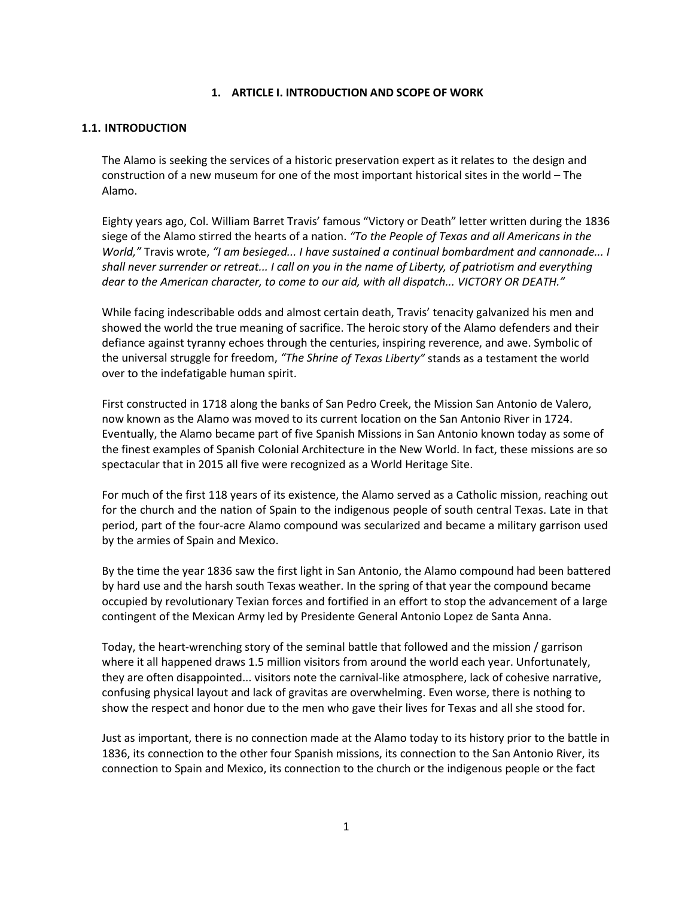# 1. ARTICLE I. INTRODUCTION AND SCOPE OF WORK

## 1.1. INTRODUCTION

The Alamo is seeking the services of a historic preservation expert as it relates to the design and construction of a new museum for one of the most important historical sites in the world – The Alamo.

Eighty years ago, Col. William Barret Travis' famous "Victory or Death" letter written during the 1836 siege of the Alamo stirred the hearts of a nation. *"To the People of Texas and all Americans in the World,"* Travis wrote, *"I am besieged... I have sustained a continual bombardment and cannonade... I shall never surrender or retreat... I call on you in the name of Liberty, of patriotism and everything dear to the American character, to come to our aid, with all dispatch... VICTORY OR DEATH."*

While facing indescribable odds and almost certain death, Travis' tenacity galvanized his men and showed the world the true meaning of sacrifice. The heroic story of the Alamo defenders and their defiance against tyranny echoes through the centuries, inspiring reverence, and awe. Symbolic of the universal struggle for freedom, *"The Shrine of Texas Liberty"* stands as a testament the world over to the indefatigable human spirit.

First constructed in 1718 along the banks of San Pedro Creek, the Mission San Antonio de Valero, now known as the Alamo was moved to its current location on the San Antonio River in 1724. Eventually, the Alamo became part of five Spanish Missions in San Antonio known today as some of the finest examples of Spanish Colonial Architecture in the New World. In fact, these missions are so spectacular that in 2015 all five were recognized as a World Heritage Site.

For much of the first 118 years of its existence, the Alamo served as a Catholic mission, reaching out for the church and the nation of Spain to the indigenous people of south central Texas. Late in that period, part of the four-acre Alamo compound was secularized and became a military garrison used by the armies of Spain and Mexico.

By the time the year 1836 saw the first light in San Antonio, the Alamo compound had been battered by hard use and the harsh south Texas weather. In the spring of that year the compound became occupied by revolutionary Texian forces and fortified in an effort to stop the advancement of a large contingent of the Mexican Army led by Presidente General Antonio Lopez de Santa Anna.

Today, the heart-wrenching story of the seminal battle that followed and the mission / garrison where it all happened draws 1.5 million visitors from around the world each year. Unfortunately, they are often disappointed... visitors note the carnival-like atmosphere, lack of cohesive narrative, confusing physical layout and lack of gravitas are overwhelming. Even worse, there is nothing to show the respect and honor due to the men who gave their lives for Texas and all she stood for.

Just as important, there is no connection made at the Alamo today to its history prior to the battle in 1836, its connection to the other four Spanish missions, its connection to the San Antonio River, its connection to Spain and Mexico, its connection to the church or the indigenous people or the fact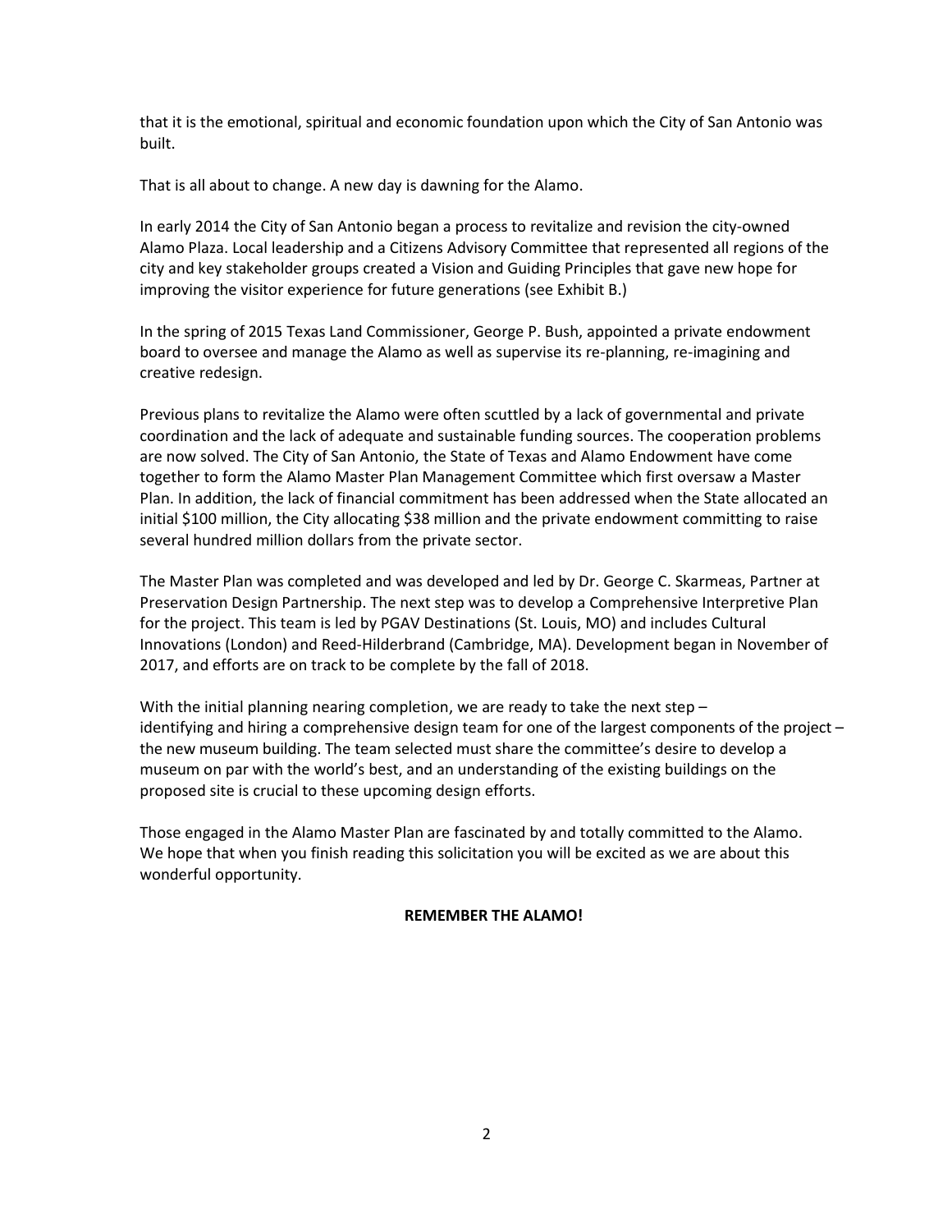that it is the emotional, spiritual and economic foundation upon which the City of San Antonio was built.

That is all about to change. A new day is dawning for the Alamo.

In early 2014 the City of San Antonio began a process to revitalize and revision the city-owned Alamo Plaza. Local leadership and a Citizens Advisory Committee that represented all regions of the city and key stakeholder groups created a Vision and Guiding Principles that gave new hope for improving the visitor experience for future generations (see Exhibit B.)

In the spring of 2015 Texas Land Commissioner, George P. Bush, appointed a private endowment board to oversee and manage the Alamo as well as supervise its re-planning, re-imagining and creative redesign.

Previous plans to revitalize the Alamo were often scuttled by a lack of governmental and private coordination and the lack of adequate and sustainable funding sources. The cooperation problems are now solved. The City of San Antonio, the State of Texas and Alamo Endowment have come together to form the Alamo Master Plan Management Committee which first oversaw a Master Plan. In addition, the lack of financial commitment has been addressed when the State allocated an initial $100 million, the City allocating $38 million and the private endowment committing to raise several hundred million dollars from the private sector.

The Master Plan was completed and was developed and led by Dr. George C. Skarmeas, Partner at Preservation Design Partnership. The next step was to develop a Comprehensive Interpretive Plan for the project. This team is led by PGAV Destinations (St. Louis, MO) and includes Cultural Innovations (London) and Reed-Hilderbrand (Cambridge, MA). Development began in November of 2017, and efforts are on track to be complete by the fall of 2018.

With the initial planning nearing completion, we are ready to take the next step – identifying and hiring a comprehensive design team for one of the largest components of the project – the new museum building. The team selected must share the committee's desire to develop a museum on par with the world's best, and an understanding of the existing buildings on the proposed site is crucial to these upcoming design efforts.

Those engaged in the Alamo Master Plan are fascinated by and totally committed to the Alamo. We hope that when you finish reading this solicitation you will be excited as we are about this wonderful opportunity.

**REMEMBER THE ALAMO!**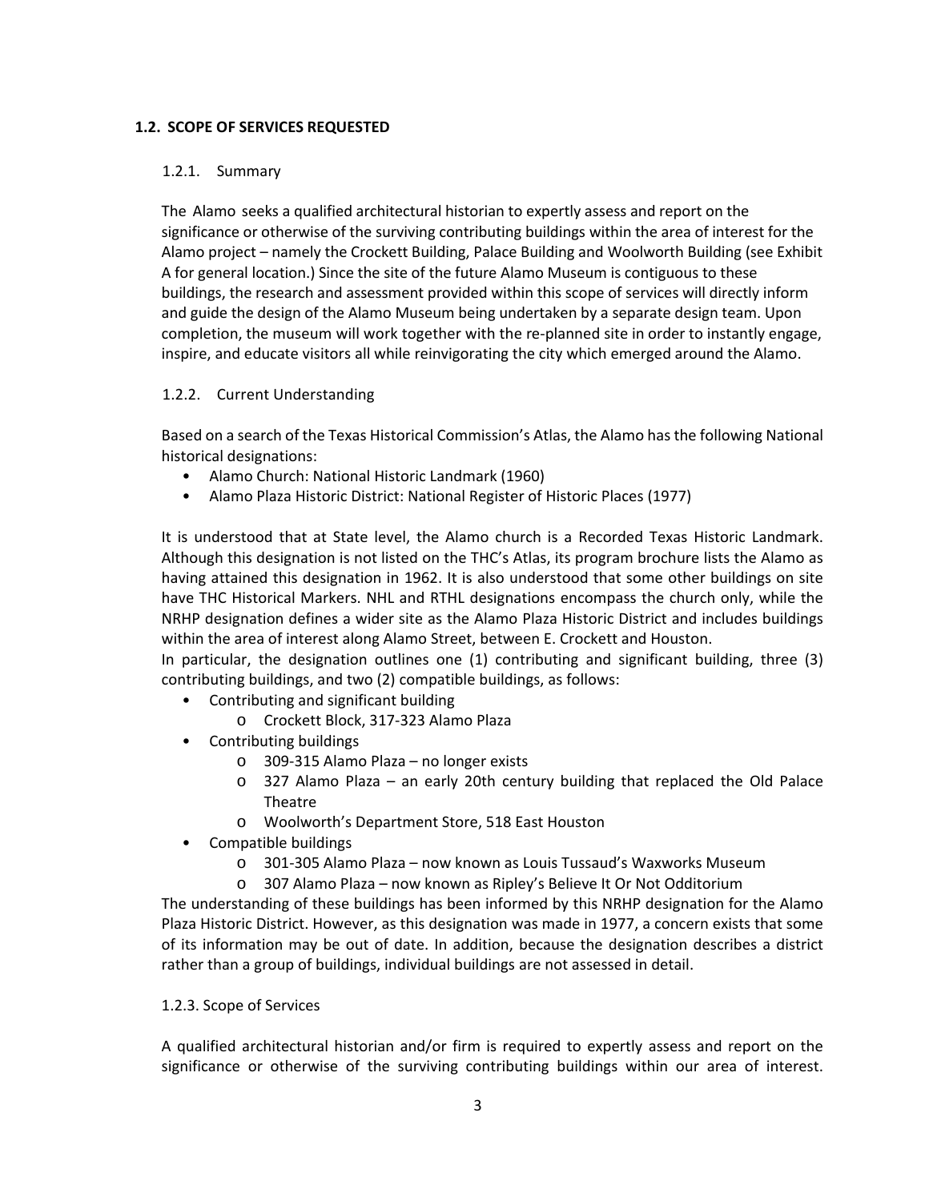### 1.2. SCOPE OF SERVICES REQUESTED

#### 1.2.1. Summary

The Alamo seeks a qualified architectural historian to expertly assess and report on the significance or otherwise of the surviving contributing buildings within the area of interest for the Alamo project – namely the Crockett Building, Palace Building and Woolworth Building (see Exhibit A for general location.) Since the site of the future Alamo Museum is contiguous to these buildings, the research and assessment provided within this scope of services will directly inform and guide the design of the Alamo Museum being undertaken by a separate design team. Upon completion, the museum will work together with the re-planned site in order to instantly engage, inspire, and educate visitors all while reinvigorating the city which emerged around the Alamo.

#### 1.2.2. Current Understanding

Based on a search of the Texas Historical Commission's Atlas, the Alamo has the following National historical designations:

- Alamo Church: National Historic Landmark (1960)
- Alamo Plaza Historic District: National Register of Historic Places (1977)

It is understood that at State level, the Alamo church is a Recorded Texas Historic Landmark. Although this designation is not listed on the THC's Atlas, its program brochure lists the Alamo as having attained this designation in 1962. It is also understood that some other buildings on site have THC Historical Markers. NHL and RTHL designations encompass the church only, while the NRHP designation defines a wider site as the Alamo Plaza Historic District and includes buildings within the area of interest along Alamo Street, between E. Crockett and Houston.
In particular, the designation outlines one (1) contributing and significant building, three (3) contributing buildings, and two (2) compatible buildings, as follows:

- Contributing and significant building
  - Crockett Block, 317-323 Alamo Plaza
- Contributing buildings
  - 309-315 Alamo Plaza – no longer exists
  - 327 Alamo Plaza – an early 20th century building that replaced the Old Palace Theatre
  - Woolworth's Department Store, 518 East Houston
- Compatible buildings
  - 301-305 Alamo Plaza – now known as Louis Tussaud's Waxworks Museum
  - 307 Alamo Plaza – now known as Ripley's Believe It Or Not Odditorium

The understanding of these buildings has been informed by this NRHP designation for the Alamo Plaza Historic District. However, as this designation was made in 1977, a concern exists that some of its information may be out of date. In addition, because the designation describes a district rather than a group of buildings, individual buildings are not assessed in detail.

#### 1.2.3. Scope of Services

A qualified architectural historian and/or firm is required to expertly assess and report on the significance or otherwise of the surviving contributing buildings within our area of interest.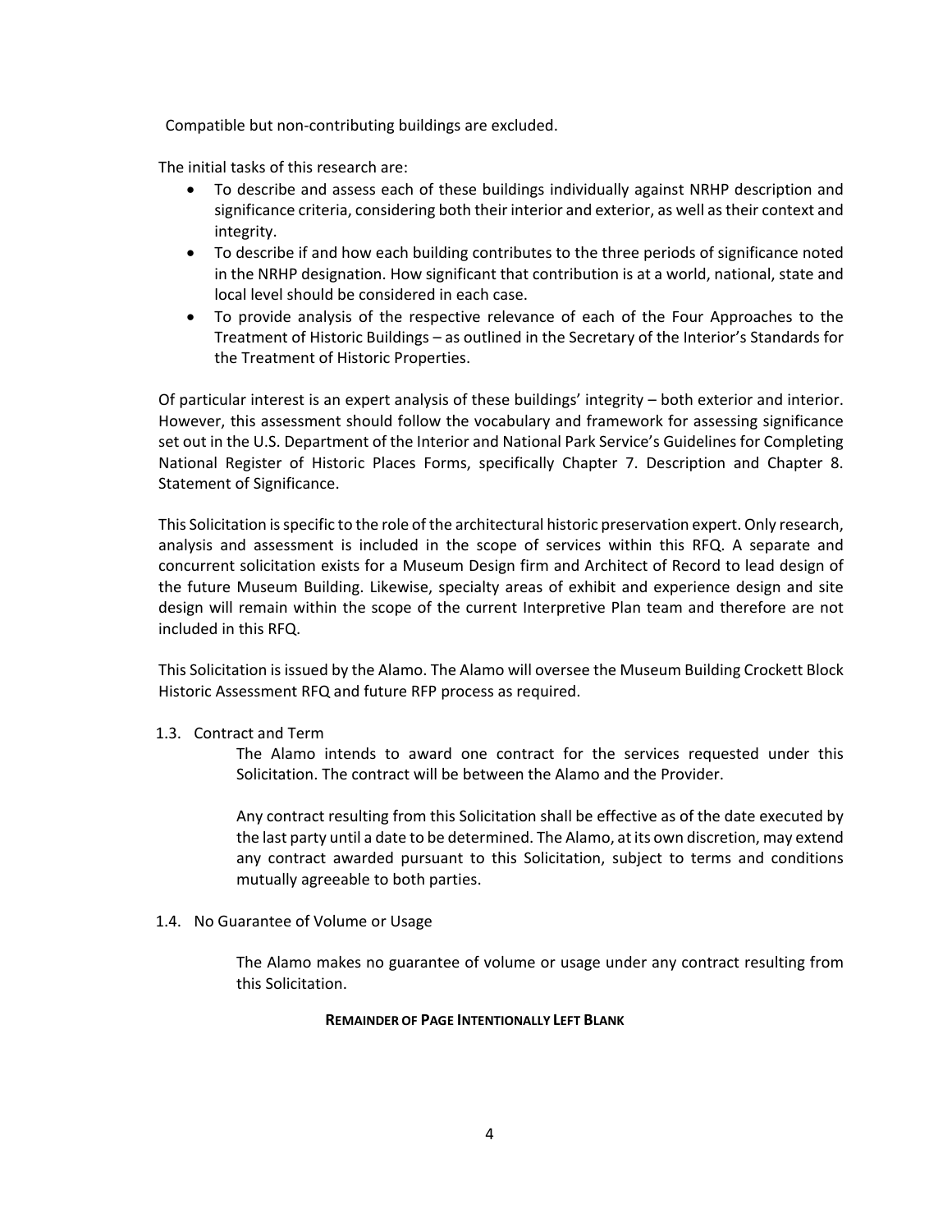Compatible but non-contributing buildings are excluded.

The initial tasks of this research are:

- To describe and assess each of these buildings individually against NRHP description and significance criteria, considering both their interior and exterior, as well as their context and integrity.
- To describe if and how each building contributes to the three periods of significance noted in the NRHP designation. How significant that contribution is at a world, national, state and local level should be considered in each case.
- To provide analysis of the respective relevance of each of the Four Approaches to the Treatment of Historic Buildings – as outlined in the Secretary of the Interior's Standards for the Treatment of Historic Properties.

Of particular interest is an expert analysis of these buildings' integrity – both exterior and interior. However, this assessment should follow the vocabulary and framework for assessing significance set out in the U.S. Department of the Interior and National Park Service's Guidelines for Completing National Register of Historic Places Forms, specifically Chapter 7. Description and Chapter 8. Statement of Significance.

This Solicitation is specific to the role of the architectural historic preservation expert. Only research, analysis and assessment is included in the scope of services within this RFQ. A separate and concurrent solicitation exists for a Museum Design firm and Architect of Record to lead design of the future Museum Building. Likewise, specialty areas of exhibit and experience design and site design will remain within the scope of the current Interpretive Plan team and therefore are not included in this RFQ.

This Solicitation is issued by the Alamo. The Alamo will oversee the Museum Building Crockett Block Historic Assessment RFQ and future RFP process as required.

1.3. Contract and Term

The Alamo intends to award one contract for the services requested under this Solicitation. The contract will be between the Alamo and the Provider.

Any contract resulting from this Solicitation shall be effective as of the date executed by the last party until a date to be determined. The Alamo, at its own discretion, may extend any contract awarded pursuant to this Solicitation, subject to terms and conditions mutually agreeable to both parties.

1.4. No Guarantee of Volume or Usage

The Alamo makes no guarantee of volume or usage under any contract resulting from this Solicitation.

**REMAINDER OF PAGE INTENTIONALLY LEFT BLANK**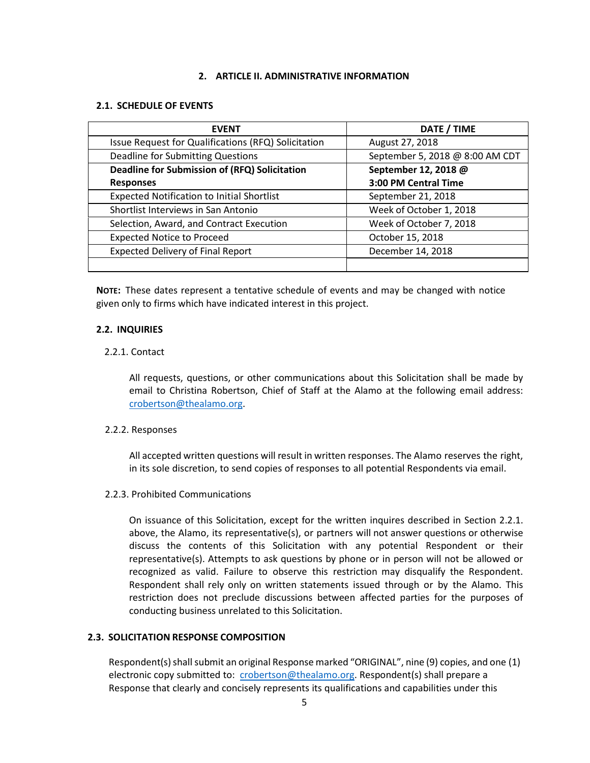## 2. ARTICLE II. ADMINISTRATIVE INFORMATION

### 2.1. SCHEDULE OF EVENTS

| EVENT | DATE / TIME |
|---|---|
| Issue Request for Qualifications (RFQ) Solicitation | August 27, 2018 |
| Deadline for Submitting Questions | September 5, 2018 @ 8:00 AM CDT |
| **Deadline for Submission of (RFQ) Solicitation Responses** | **September 12, 2018 @ 3:00 PM Central Time** |
| Expected Notification to Initial Shortlist | September 21, 2018 |
| Shortlist Interviews in San Antonio | Week of October 1, 2018 |
| Selection, Award, and Contract Execution | Week of October 7, 2018 |
| Expected Notice to Proceed | October 15, 2018 |
| Expected Delivery of Final Report | December 14, 2018 |
| | |

**NOTE:** These dates represent a tentative schedule of events and may be changed with notice given only to firms which have indicated interest in this project.

### 2.2. INQUIRIES

2.2.1. Contact

All requests, questions, or other communications about this Solicitation shall be made by email to Christina Robertson, Chief of Staff at the Alamo at the following email address: crobertson@thealamo.org.

2.2.2. Responses

All accepted written questions will result in written responses. The Alamo reserves the right, in its sole discretion, to send copies of responses to all potential Respondents via email.

2.2.3. Prohibited Communications

On issuance of this Solicitation, except for the written inquires described in Section 2.2.1. above, the Alamo, its representative(s), or partners will not answer questions or otherwise discuss the contents of this Solicitation with any potential Respondent or their representative(s). Attempts to ask questions by phone or in person will not be allowed or recognized as valid. Failure to observe this restriction may disqualify the Respondent. Respondent shall rely only on written statements issued through or by the Alamo. This restriction does not preclude discussions between affected parties for the purposes of conducting business unrelated to this Solicitation.

### 2.3. SOLICITATION RESPONSE COMPOSITION

Respondent(s) shall submit an original Response marked "ORIGINAL", nine (9) copies, and one (1) electronic copy submitted to: crobertson@thealamo.org. Respondent(s) shall prepare a Response that clearly and concisely represents its qualifications and capabilities under this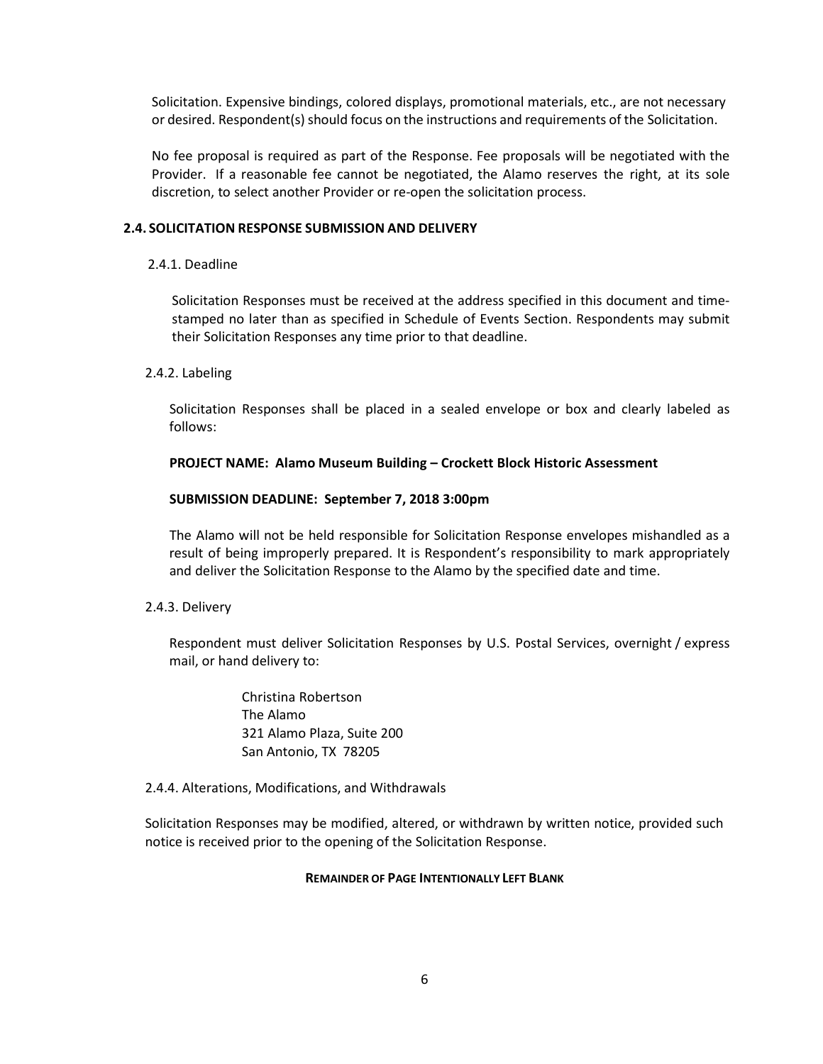Solicitation. Expensive bindings, colored displays, promotional materials, etc., are not necessary or desired. Respondent(s) should focus on the instructions and requirements of the Solicitation.

No fee proposal is required as part of the Response. Fee proposals will be negotiated with the Provider. If a reasonable fee cannot be negotiated, the Alamo reserves the right, at its sole discretion, to select another Provider or re-open the solicitation process.

### 2.4. SOLICITATION RESPONSE SUBMISSION AND DELIVERY

#### 2.4.1. Deadline

Solicitation Responses must be received at the address specified in this document and time-stamped no later than as specified in Schedule of Events Section. Respondents may submit their Solicitation Responses any time prior to that deadline.

#### 2.4.2. Labeling

Solicitation Responses shall be placed in a sealed envelope or box and clearly labeled as follows:

**PROJECT NAME: Alamo Museum Building – Crockett Block Historic Assessment**

**SUBMISSION DEADLINE: September 7, 2018 3:00pm**

The Alamo will not be held responsible for Solicitation Response envelopes mishandled as a result of being improperly prepared. It is Respondent's responsibility to mark appropriately and deliver the Solicitation Response to the Alamo by the specified date and time.

#### 2.4.3. Delivery

Respondent must deliver Solicitation Responses by U.S. Postal Services, overnight / express mail, or hand delivery to:

Christina Robertson  
The Alamo  
321 Alamo Plaza, Suite 200  
San Antonio, TX 78205

#### 2.4.4. Alterations, Modifications, and Withdrawals

Solicitation Responses may be modified, altered, or withdrawn by written notice, provided such notice is received prior to the opening of the Solicitation Response.

**REMAINDER OF PAGE INTENTIONALLY LEFT BLANK**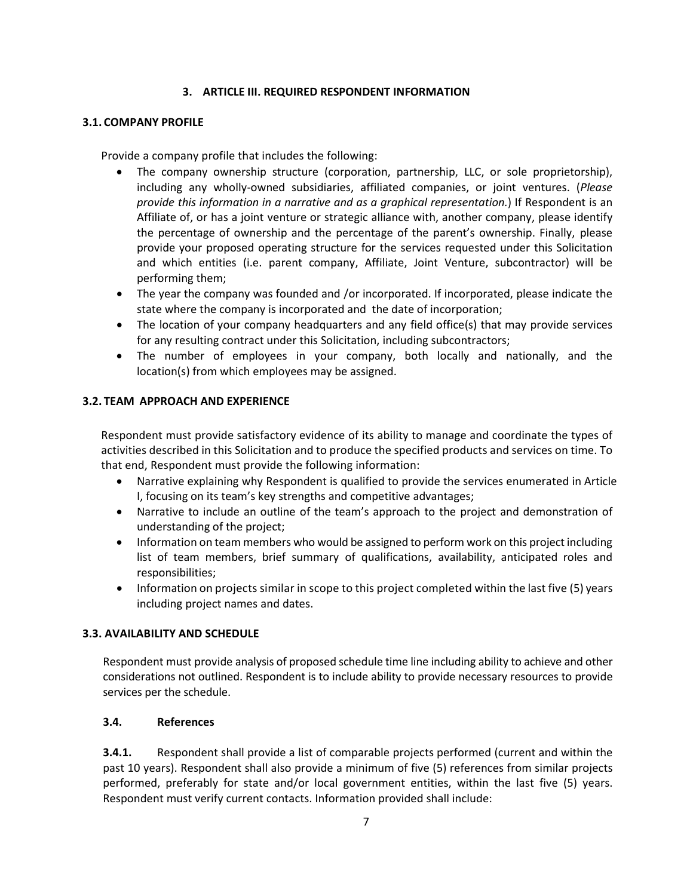# 3. ARTICLE III. REQUIRED RESPONDENT INFORMATION

## 3.1. COMPANY PROFILE

Provide a company profile that includes the following:

- The company ownership structure (corporation, partnership, LLC, or sole proprietorship), including any wholly-owned subsidiaries, affiliated companies, or joint ventures. (*Please provide this information in a narrative and as a graphical representation.*) If Respondent is an Affiliate of, or has a joint venture or strategic alliance with, another company, please identify the percentage of ownership and the percentage of the parent's ownership. Finally, please provide your proposed operating structure for the services requested under this Solicitation and which entities (i.e. parent company, Affiliate, Joint Venture, subcontractor) will be performing them;
- The year the company was founded and /or incorporated. If incorporated, please indicate the state where the company is incorporated and the date of incorporation;
- The location of your company headquarters and any field office(s) that may provide services for any resulting contract under this Solicitation, including subcontractors;
- The number of employees in your company, both locally and nationally, and the location(s) from which employees may be assigned.

## 3.2. TEAM APPROACH AND EXPERIENCE

Respondent must provide satisfactory evidence of its ability to manage and coordinate the types of activities described in this Solicitation and to produce the specified products and services on time. To that end, Respondent must provide the following information:

- Narrative explaining why Respondent is qualified to provide the services enumerated in Article I, focusing on its team's key strengths and competitive advantages;
- Narrative to include an outline of the team's approach to the project and demonstration of understanding of the project;
- Information on team members who would be assigned to perform work on this project including list of team members, brief summary of qualifications, availability, anticipated roles and responsibilities;
- Information on projects similar in scope to this project completed within the last five (5) years including project names and dates.

## 3.3. AVAILABILITY AND SCHEDULE

Respondent must provide analysis of proposed schedule time line including ability to achieve and other considerations not outlined. Respondent is to include ability to provide necessary resources to provide services per the schedule.

### 3.4. References

**3.4.1.** Respondent shall provide a list of comparable projects performed (current and within the past 10 years). Respondent shall also provide a minimum of five (5) references from similar projects performed, preferably for state and/or local government entities, within the last five (5) years. Respondent must verify current contacts. Information provided shall include: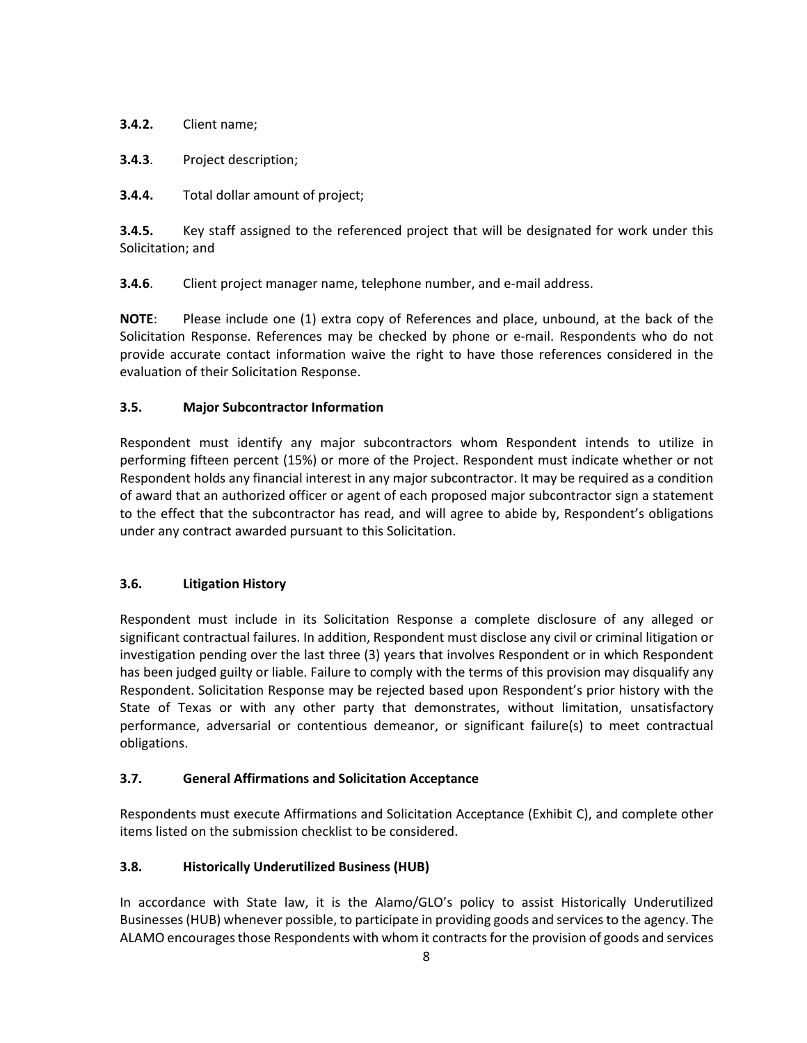**3.4.2.** Client name;

**3.4.3**. Project description;

**3.4.4.** Total dollar amount of project;

**3.4.5.** Key staff assigned to the referenced project that will be designated for work under this Solicitation; and

**3.4.6**. Client project manager name, telephone number, and e-mail address.

**NOTE**: Please include one (1) extra copy of References and place, unbound, at the back of the Solicitation Response. References may be checked by phone or e-mail. Respondents who do not provide accurate contact information waive the right to have those references considered in the evaluation of their Solicitation Response.

### 3.5. Major Subcontractor Information

Respondent must identify any major subcontractors whom Respondent intends to utilize in performing fifteen percent (15%) or more of the Project. Respondent must indicate whether or not Respondent holds any financial interest in any major subcontractor. It may be required as a condition of award that an authorized officer or agent of each proposed major subcontractor sign a statement to the effect that the subcontractor has read, and will agree to abide by, Respondent's obligations under any contract awarded pursuant to this Solicitation.

### 3.6. Litigation History

Respondent must include in its Solicitation Response a complete disclosure of any alleged or significant contractual failures. In addition, Respondent must disclose any civil or criminal litigation or investigation pending over the last three (3) years that involves Respondent or in which Respondent has been judged guilty or liable. Failure to comply with the terms of this provision may disqualify any Respondent. Solicitation Response may be rejected based upon Respondent's prior history with the State of Texas or with any other party that demonstrates, without limitation, unsatisfactory performance, adversarial or contentious demeanor, or significant failure(s) to meet contractual obligations.

### 3.7. General Affirmations and Solicitation Acceptance

Respondents must execute Affirmations and Solicitation Acceptance (Exhibit C), and complete other items listed on the submission checklist to be considered.

### 3.8. Historically Underutilized Business (HUB)

In accordance with State law, it is the Alamo/GLO's policy to assist Historically Underutilized Businesses (HUB) whenever possible, to participate in providing goods and services to the agency. The ALAMO encourages those Respondents with whom it contracts for the provision of goods and services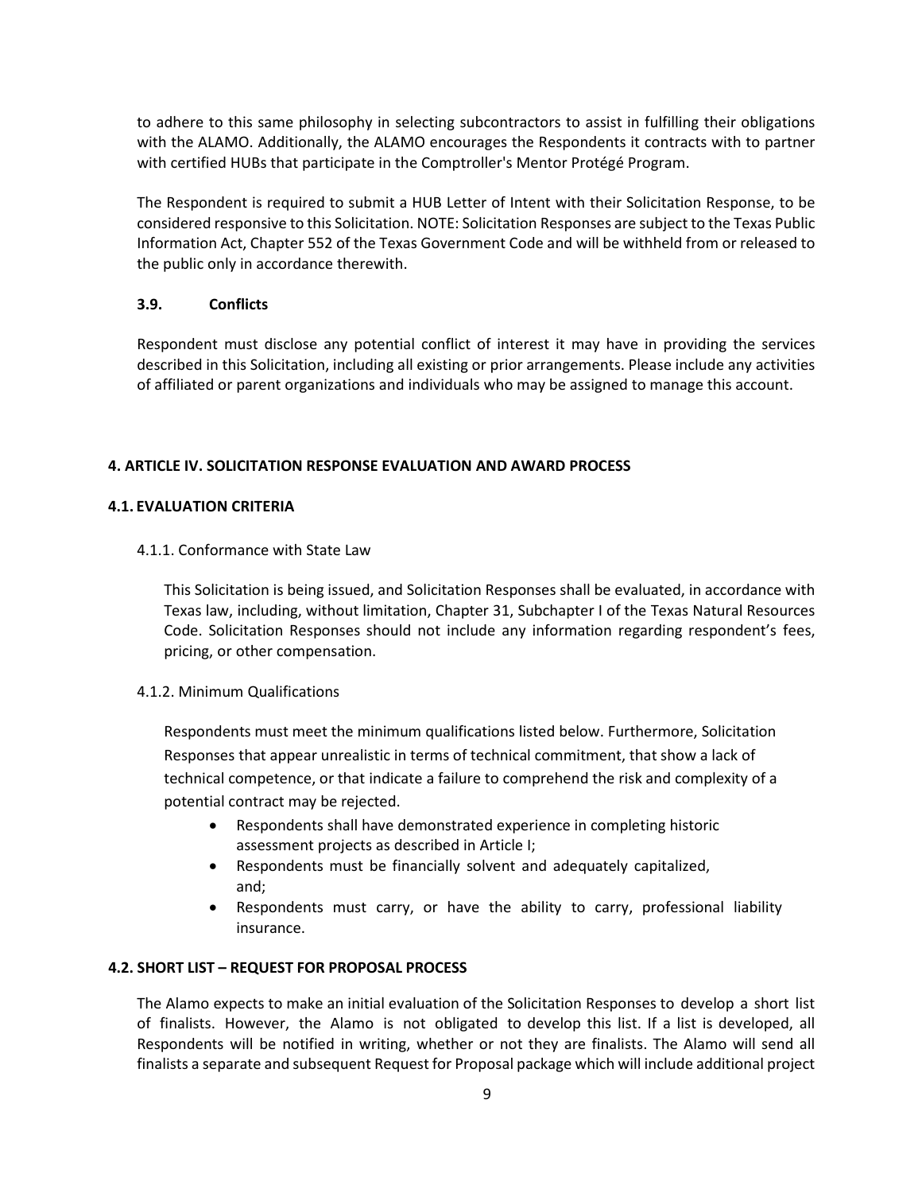to adhere to this same philosophy in selecting subcontractors to assist in fulfilling their obligations with the ALAMO. Additionally, the ALAMO encourages the Respondents it contracts with to partner with certified HUBs that participate in the Comptroller's Mentor Protégé Program.

The Respondent is required to submit a HUB Letter of Intent with their Solicitation Response, to be considered responsive to this Solicitation. NOTE: Solicitation Responses are subject to the Texas Public Information Act, Chapter 552 of the Texas Government Code and will be withheld from or released to the public only in accordance therewith.

### 3.9. Conflicts

Respondent must disclose any potential conflict of interest it may have in providing the services described in this Solicitation, including all existing or prior arrangements. Please include any activities of affiliated or parent organizations and individuals who may be assigned to manage this account.

## 4. ARTICLE IV. SOLICITATION RESPONSE EVALUATION AND AWARD PROCESS

### 4.1. EVALUATION CRITERIA

4.1.1. Conformance with State Law

This Solicitation is being issued, and Solicitation Responses shall be evaluated, in accordance with Texas law, including, without limitation, Chapter 31, Subchapter I of the Texas Natural Resources Code. Solicitation Responses should not include any information regarding respondent's fees, pricing, or other compensation.

4.1.2. Minimum Qualifications

Respondents must meet the minimum qualifications listed below. Furthermore, Solicitation Responses that appear unrealistic in terms of technical commitment, that show a lack of technical competence, or that indicate a failure to comprehend the risk and complexity of a potential contract may be rejected.

- Respondents shall have demonstrated experience in completing historic assessment projects as described in Article I;
- Respondents must be financially solvent and adequately capitalized, and;
- Respondents must carry, or have the ability to carry, professional liability insurance.

### 4.2. SHORT LIST – REQUEST FOR PROPOSAL PROCESS

The Alamo expects to make an initial evaluation of the Solicitation Responses to develop a short list of finalists. However, the Alamo is not obligated to develop this list. If a list is developed, all Respondents will be notified in writing, whether or not they are finalists. The Alamo will send all finalists a separate and subsequent Request for Proposal package which will include additional project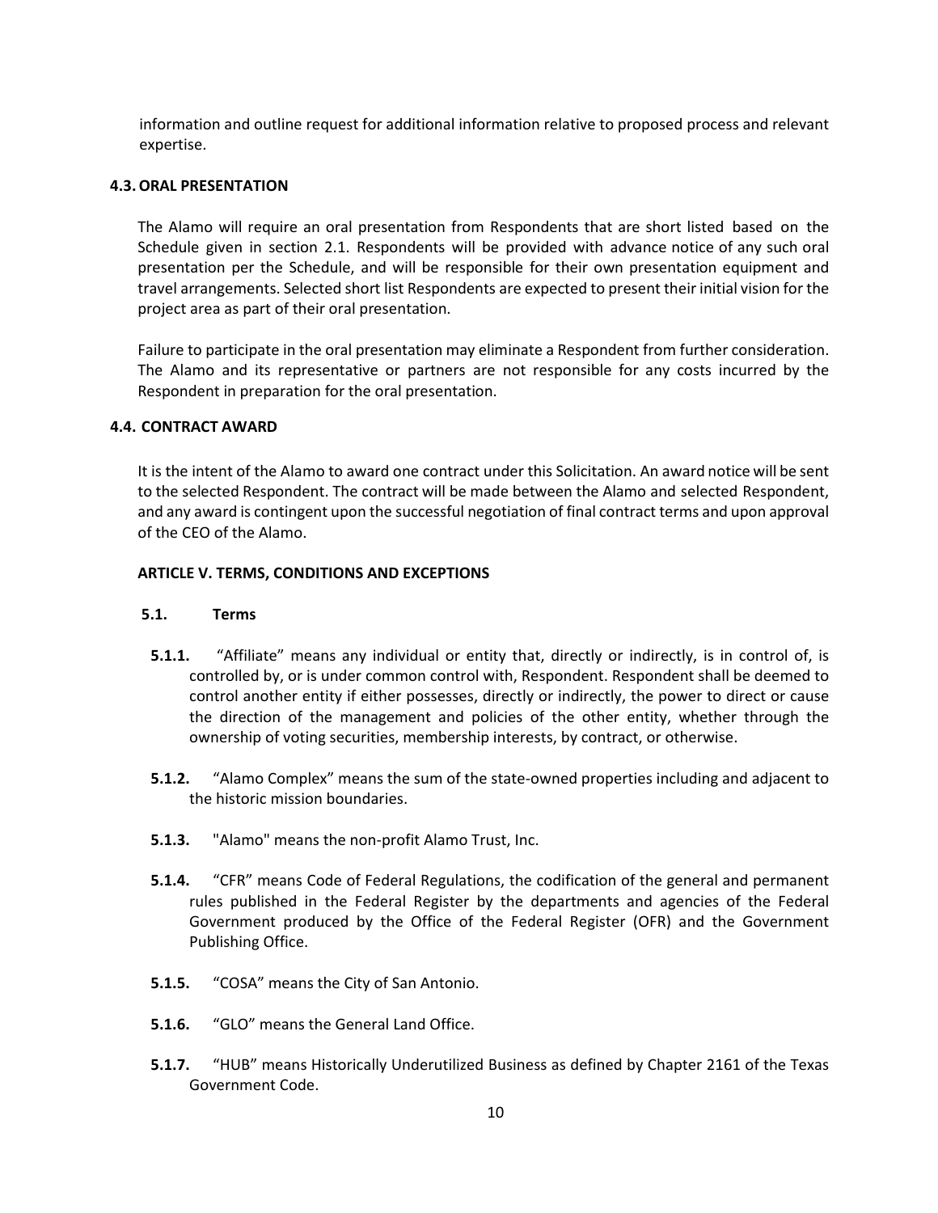information and outline request for additional information relative to proposed process and relevant expertise.

### 4.3. ORAL PRESENTATION

The Alamo will require an oral presentation from Respondents that are short listed based on the Schedule given in section 2.1. Respondents will be provided with advance notice of any such oral presentation per the Schedule, and will be responsible for their own presentation equipment and travel arrangements. Selected short list Respondents are expected to present their initial vision for the project area as part of their oral presentation.

Failure to participate in the oral presentation may eliminate a Respondent from further consideration. The Alamo and its representative or partners are not responsible for any costs incurred by the Respondent in preparation for the oral presentation.

### 4.4. CONTRACT AWARD

It is the intent of the Alamo to award one contract under this Solicitation. An award notice will be sent to the selected Respondent. The contract will be made between the Alamo and selected Respondent, and any award is contingent upon the successful negotiation of final contract terms and upon approval of the CEO of the Alamo.

## ARTICLE V. TERMS, CONDITIONS AND EXCEPTIONS

### 5.1. Terms

**5.1.1.** "Affiliate" means any individual or entity that, directly or indirectly, is in control of, is controlled by, or is under common control with, Respondent. Respondent shall be deemed to control another entity if either possesses, directly or indirectly, the power to direct or cause the direction of the management and policies of the other entity, whether through the ownership of voting securities, membership interests, by contract, or otherwise.

**5.1.2.** "Alamo Complex" means the sum of the state-owned properties including and adjacent to the historic mission boundaries.

**5.1.3.** "Alamo" means the non-profit Alamo Trust, Inc.

**5.1.4.** "CFR" means Code of Federal Regulations, the codification of the general and permanent rules published in the Federal Register by the departments and agencies of the Federal Government produced by the Office of the Federal Register (OFR) and the Government Publishing Office.

**5.1.5.** "COSA" means the City of San Antonio.

**5.1.6.** "GLO" means the General Land Office.

**5.1.7.** "HUB" means Historically Underutilized Business as defined by Chapter 2161 of the Texas Government Code.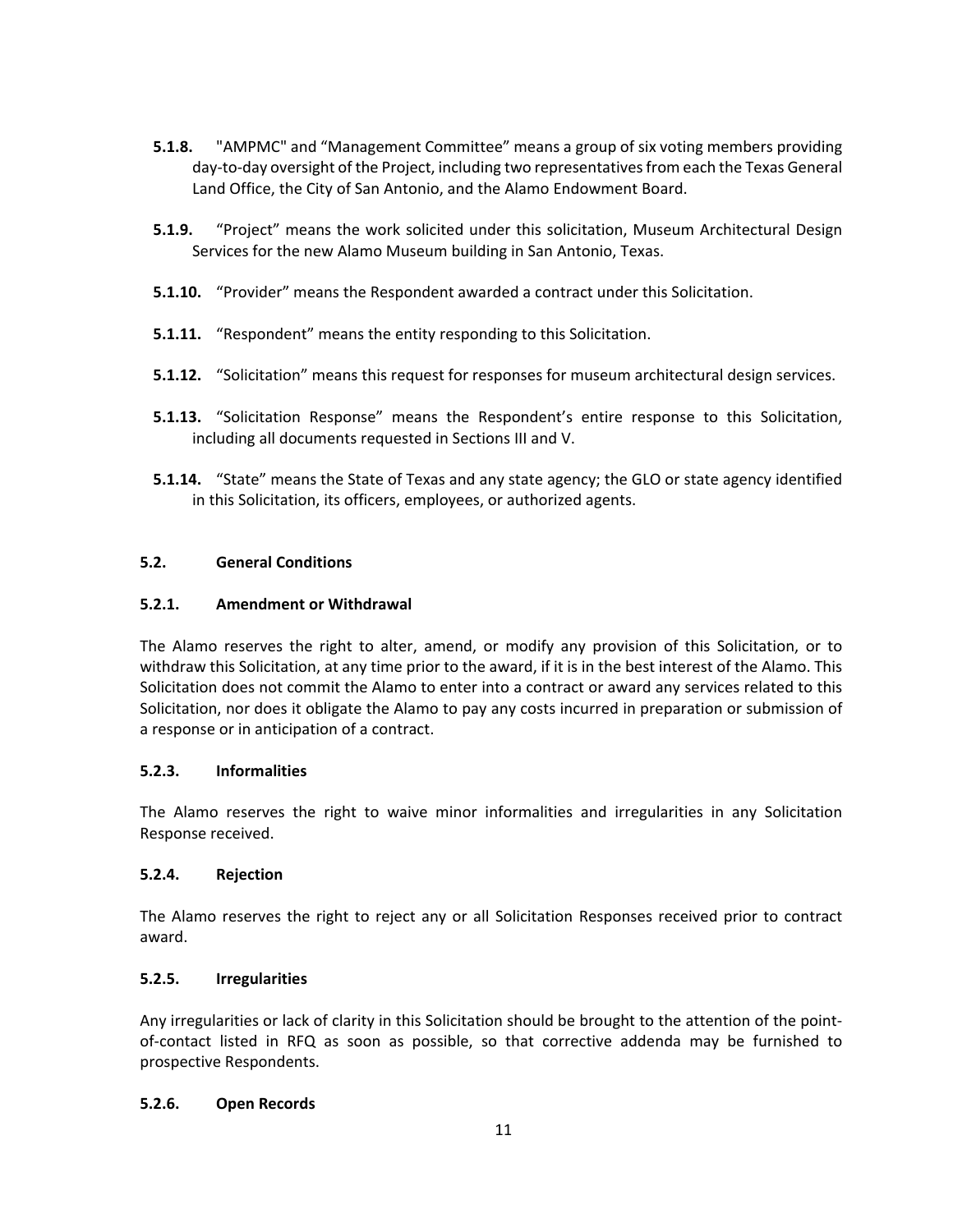**5.1.8.** "AMPMC" and "Management Committee" means a group of six voting members providing day-to-day oversight of the Project, including two representatives from each the Texas General Land Office, the City of San Antonio, and the Alamo Endowment Board.

**5.1.9.** "Project" means the work solicited under this solicitation, Museum Architectural Design Services for the new Alamo Museum building in San Antonio, Texas.

**5.1.10.** "Provider" means the Respondent awarded a contract under this Solicitation.

**5.1.11.** "Respondent" means the entity responding to this Solicitation.

**5.1.12.** "Solicitation" means this request for responses for museum architectural design services.

**5.1.13.** "Solicitation Response" means the Respondent's entire response to this Solicitation, including all documents requested in Sections III and V.

**5.1.14.** "State" means the State of Texas and any state agency; the GLO or state agency identified in this Solicitation, its officers, employees, or authorized agents.

### 5.2. General Conditions

#### 5.2.1. Amendment or Withdrawal

The Alamo reserves the right to alter, amend, or modify any provision of this Solicitation, or to withdraw this Solicitation, at any time prior to the award, if it is in the best interest of the Alamo. This Solicitation does not commit the Alamo to enter into a contract or award any services related to this Solicitation, nor does it obligate the Alamo to pay any costs incurred in preparation or submission of a response or in anticipation of a contract.

#### 5.2.3. Informalities

The Alamo reserves the right to waive minor informalities and irregularities in any Solicitation Response received.

#### 5.2.4. Rejection

The Alamo reserves the right to reject any or all Solicitation Responses received prior to contract award.

#### 5.2.5. Irregularities

Any irregularities or lack of clarity in this Solicitation should be brought to the attention of the point-of-contact listed in RFQ as soon as possible, so that corrective addenda may be furnished to prospective Respondents.

#### 5.2.6. Open Records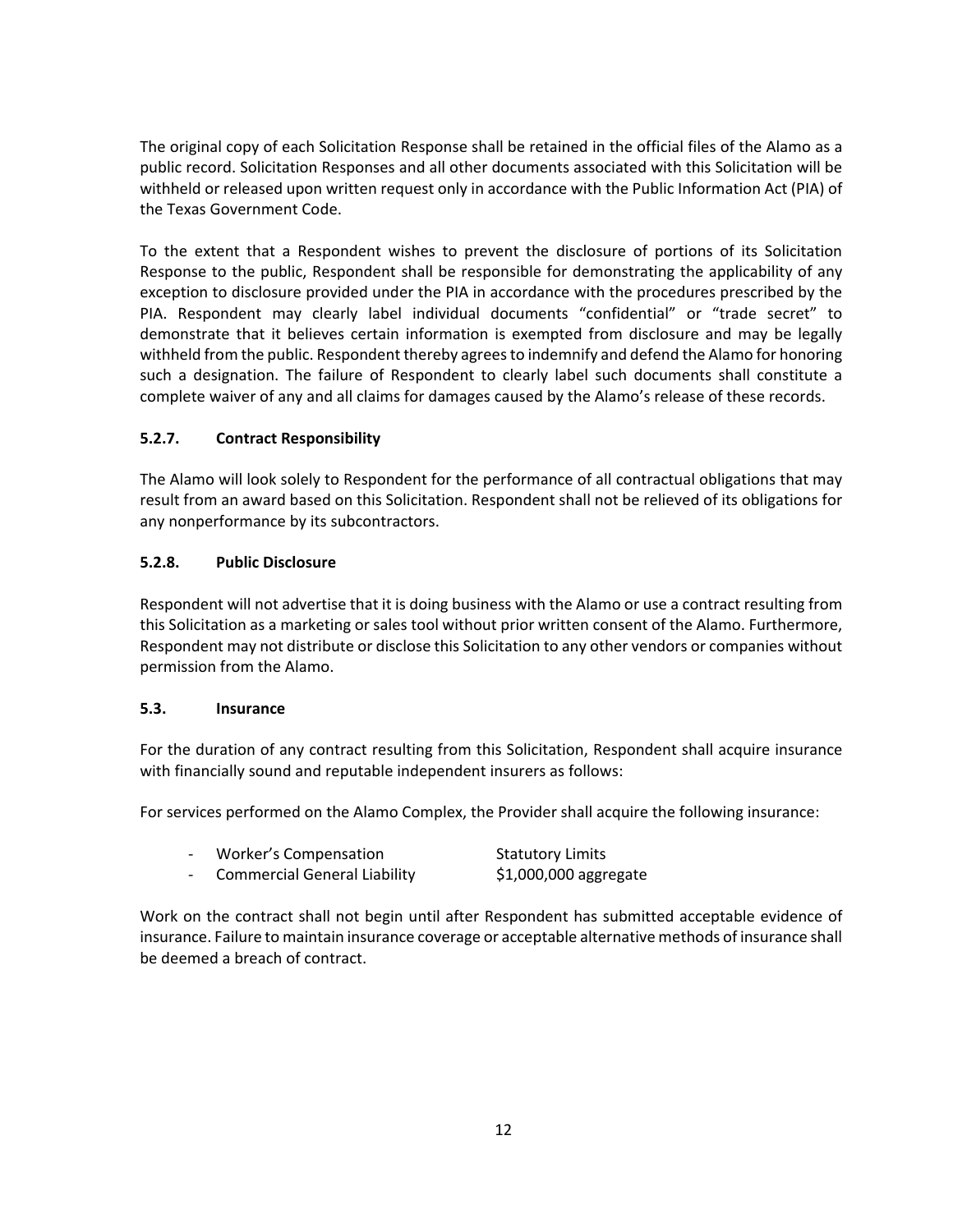The original copy of each Solicitation Response shall be retained in the official files of the Alamo as a public record. Solicitation Responses and all other documents associated with this Solicitation will be withheld or released upon written request only in accordance with the Public Information Act (PIA) of the Texas Government Code.

To the extent that a Respondent wishes to prevent the disclosure of portions of its Solicitation Response to the public, Respondent shall be responsible for demonstrating the applicability of any exception to disclosure provided under the PIA in accordance with the procedures prescribed by the PIA. Respondent may clearly label individual documents "confidential" or "trade secret" to demonstrate that it believes certain information is exempted from disclosure and may be legally withheld from the public. Respondent thereby agrees to indemnify and defend the Alamo for honoring such a designation. The failure of Respondent to clearly label such documents shall constitute a complete waiver of any and all claims for damages caused by the Alamo's release of these records.

#### 5.2.7. Contract Responsibility

The Alamo will look solely to Respondent for the performance of all contractual obligations that may result from an award based on this Solicitation. Respondent shall not be relieved of its obligations for any nonperformance by its subcontractors.

#### 5.2.8. Public Disclosure

Respondent will not advertise that it is doing business with the Alamo or use a contract resulting from this Solicitation as a marketing or sales tool without prior written consent of the Alamo. Furthermore, Respondent may not distribute or disclose this Solicitation to any other vendors or companies without permission from the Alamo.

### 5.3. Insurance

For the duration of any contract resulting from this Solicitation, Respondent shall acquire insurance with financially sound and reputable independent insurers as follows:

For services performed on the Alamo Complex, the Provider shall acquire the following insurance:

- Worker's Compensation — Statutory Limits
- Commercial General Liability — $1,000,000 aggregate

Work on the contract shall not begin until after Respondent has submitted acceptable evidence of insurance. Failure to maintain insurance coverage or acceptable alternative methods of insurance shall be deemed a breach of contract.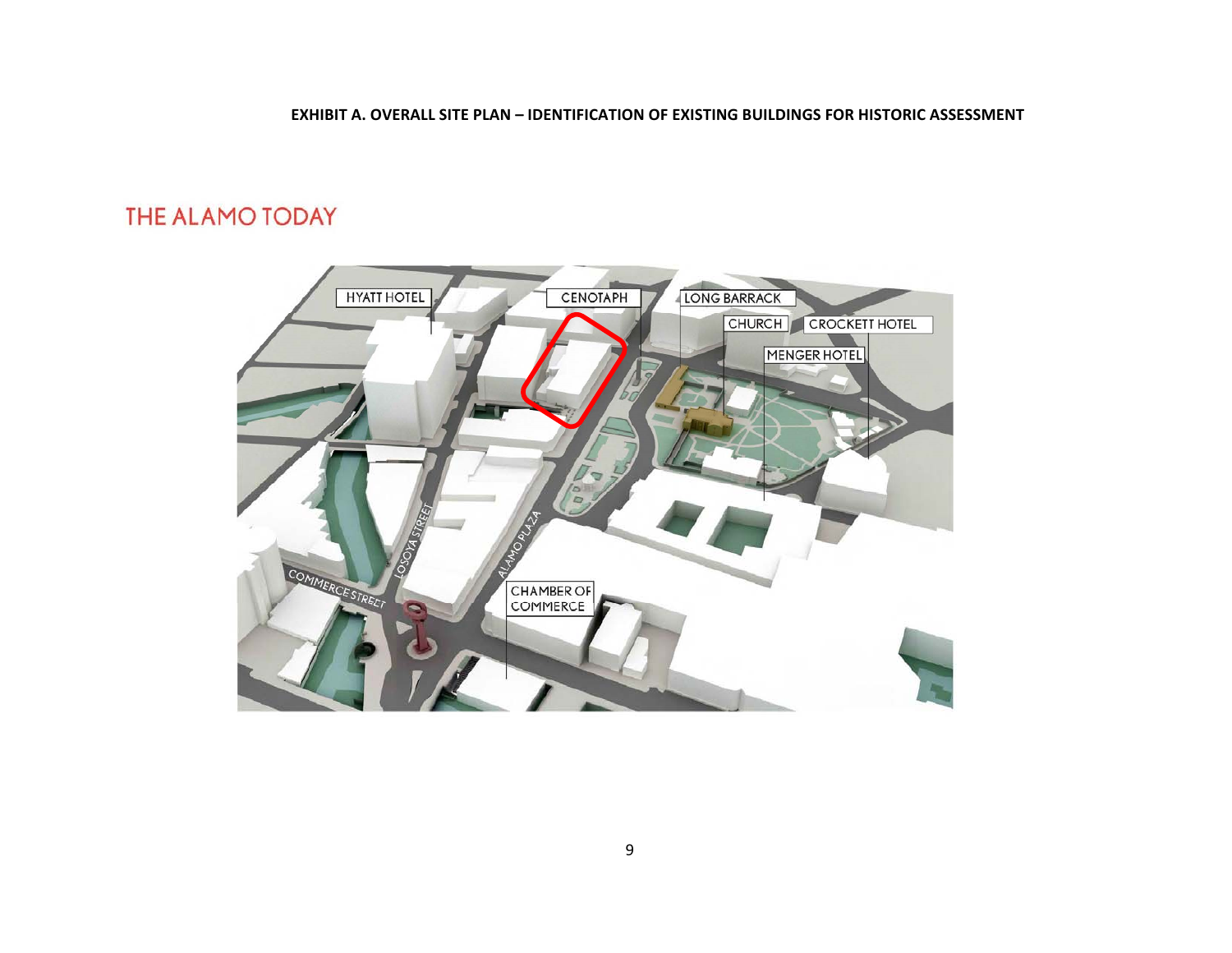**EXHIBIT A. OVERALL SITE PLAN – IDENTIFICATION OF EXISTING BUILDINGS FOR HISTORIC ASSESSMENT**

## THE ALAMO TODAY

HYATT HOTEL

CENOTAPH

LONG BARRACK

CHURCH

CROCKETT HOTEL

MENGER HOTEL

LOSOYA STREET

ALAMO PLAZA

COMMERCE STREET

CHAMBER OF COMMERCE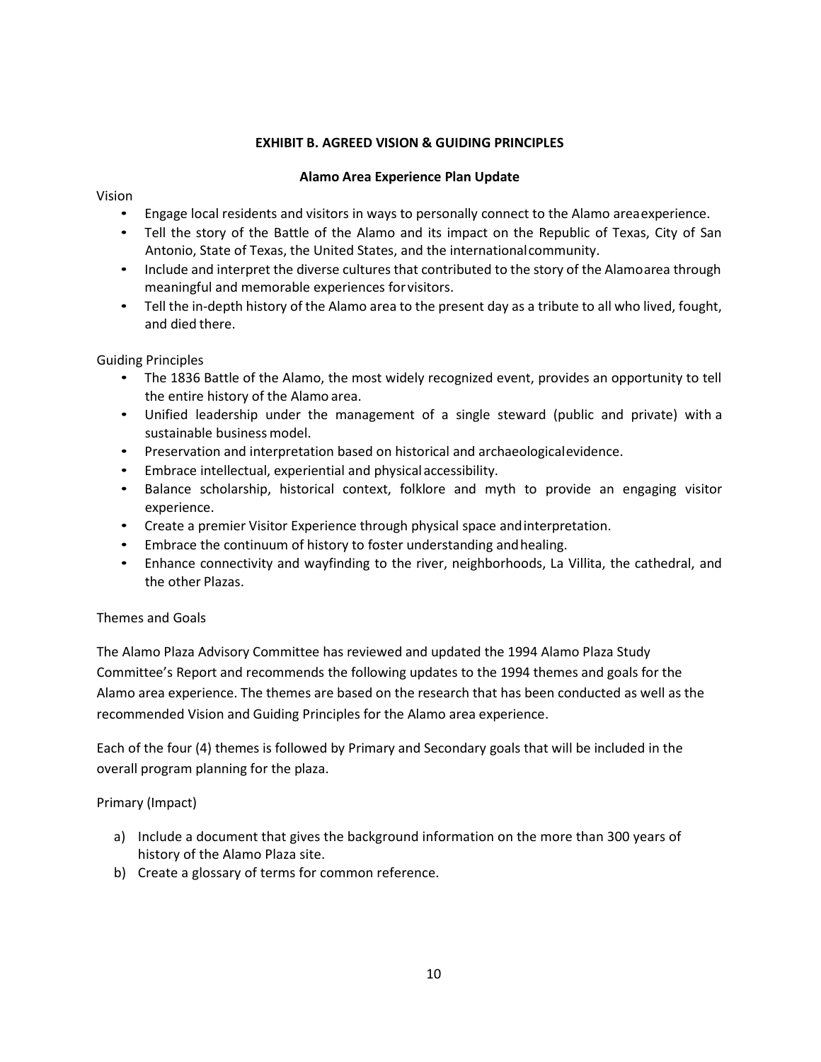## EXHIBIT B. AGREED VISION & GUIDING PRINCIPLES

### Alamo Area Experience Plan Update

Vision

- Engage local residents and visitors in ways to personally connect to the Alamo area experience.
- Tell the story of the Battle of the Alamo and its impact on the Republic of Texas, City of San Antonio, State of Texas, the United States, and the international community.
- Include and interpret the diverse cultures that contributed to the story of the Alamo area through meaningful and memorable experiences for visitors.
- Tell the in-depth history of the Alamo area to the present day as a tribute to all who lived, fought, and died there.

Guiding Principles

- The 1836 Battle of the Alamo, the most widely recognized event, provides an opportunity to tell the entire history of the Alamo area.
- Unified leadership under the management of a single steward (public and private) with a sustainable business model.
- Preservation and interpretation based on historical and archaeological evidence.
- Embrace intellectual, experiential and physical accessibility.
- Balance scholarship, historical context, folklore and myth to provide an engaging visitor experience.
- Create a premier Visitor Experience through physical space and interpretation.
- Embrace the continuum of history to foster understanding and healing.
- Enhance connectivity and wayfinding to the river, neighborhoods, La Villita, the cathedral, and the other Plazas.

Themes and Goals

The Alamo Plaza Advisory Committee has reviewed and updated the 1994 Alamo Plaza Study Committee's Report and recommends the following updates to the 1994 themes and goals for the Alamo area experience. The themes are based on the research that has been conducted as well as the recommended Vision and Guiding Principles for the Alamo area experience.

Each of the four (4) themes is followed by Primary and Secondary goals that will be included in the overall program planning for the plaza.

Primary (Impact)

a) Include a document that gives the background information on the more than 300 years of history of the Alamo Plaza site.
b) Create a glossary of terms for common reference.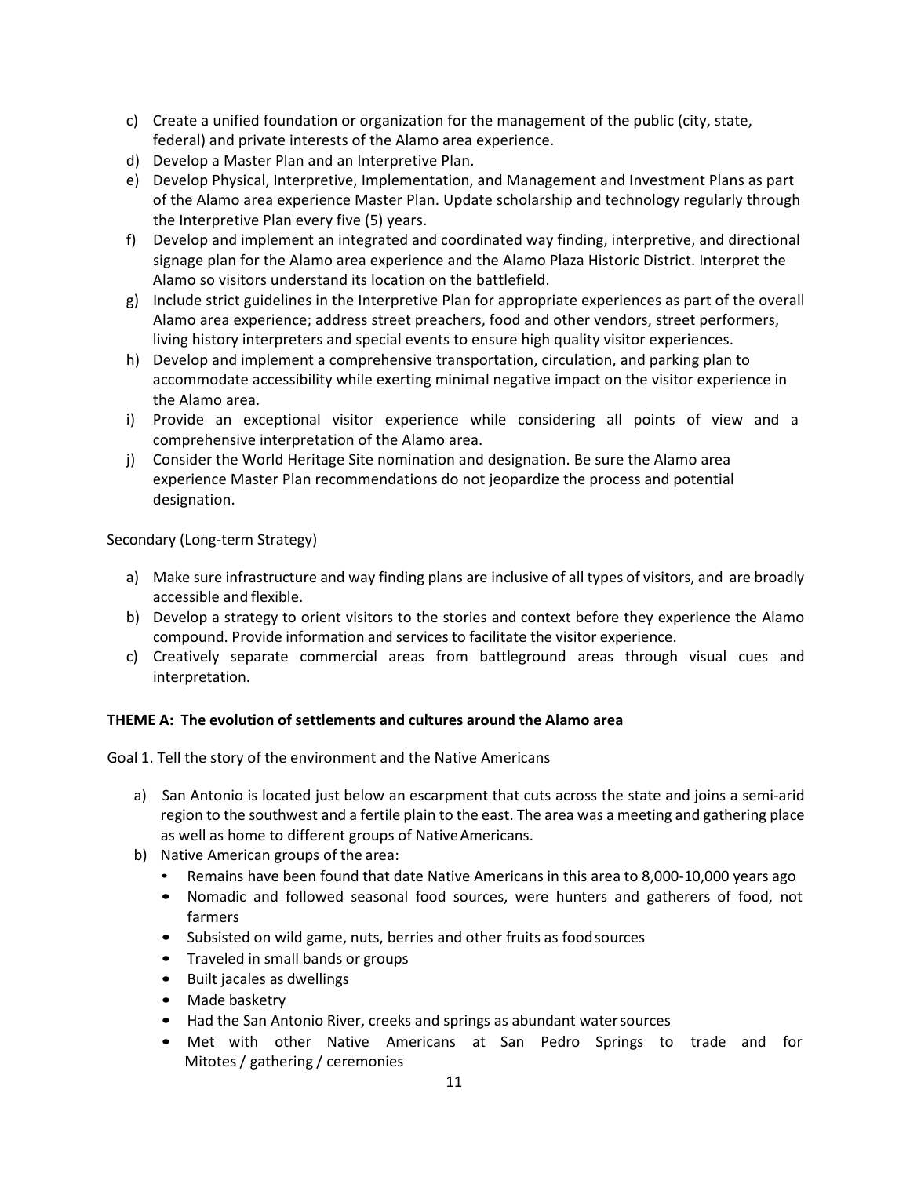c) Create a unified foundation or organization for the management of the public (city, state, federal) and private interests of the Alamo area experience.
d) Develop a Master Plan and an Interpretive Plan.
e) Develop Physical, Interpretive, Implementation, and Management and Investment Plans as part of the Alamo area experience Master Plan. Update scholarship and technology regularly through the Interpretive Plan every five (5) years.
f) Develop and implement an integrated and coordinated way finding, interpretive, and directional signage plan for the Alamo area experience and the Alamo Plaza Historic District. Interpret the Alamo so visitors understand its location on the battlefield.
g) Include strict guidelines in the Interpretive Plan for appropriate experiences as part of the overall Alamo area experience; address street preachers, food and other vendors, street performers, living history interpreters and special events to ensure high quality visitor experiences.
h) Develop and implement a comprehensive transportation, circulation, and parking plan to accommodate accessibility while exerting minimal negative impact on the visitor experience in the Alamo area.
i) Provide an exceptional visitor experience while considering all points of view and a comprehensive interpretation of the Alamo area.
j) Consider the World Heritage Site nomination and designation. Be sure the Alamo area experience Master Plan recommendations do not jeopardize the process and potential designation.

Secondary (Long-term Strategy)

a) Make sure infrastructure and way finding plans are inclusive of all types of visitors, and are broadly accessible and flexible.
b) Develop a strategy to orient visitors to the stories and context before they experience the Alamo compound. Provide information and services to facilitate the visitor experience.
c) Creatively separate commercial areas from battleground areas through visual cues and interpretation.

**THEME A: The evolution of settlements and cultures around the Alamo area**

Goal 1. Tell the story of the environment and the Native Americans

a) San Antonio is located just below an escarpment that cuts across the state and joins a semi-arid region to the southwest and a fertile plain to the east. The area was a meeting and gathering place as well as home to different groups of Native Americans.
b) Native American groups of the area:
   - Remains have been found that date Native Americans in this area to 8,000-10,000 years ago
   - Nomadic and followed seasonal food sources, were hunters and gatherers of food, not farmers
   - Subsisted on wild game, nuts, berries and other fruits as food sources
   - Traveled in small bands or groups
   - Built jacales as dwellings
   - Made basketry
   - Had the San Antonio River, creeks and springs as abundant water sources
   - Met with other Native Americans at San Pedro Springs to trade and for Mitotes / gathering / ceremonies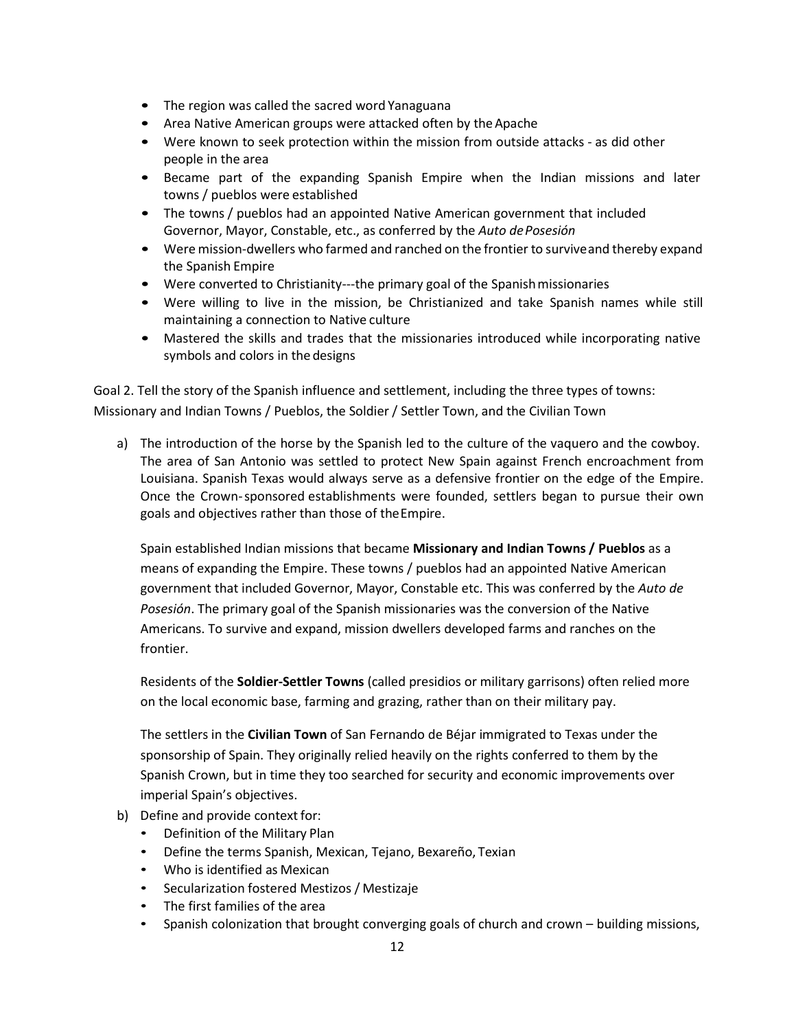- The region was called the sacred word Yanaguana
- Area Native American groups were attacked often by the Apache
- Were known to seek protection within the mission from outside attacks - as did other people in the area
- Became part of the expanding Spanish Empire when the Indian missions and later towns / pueblos were established
- The towns / pueblos had an appointed Native American government that included Governor, Mayor, Constable, etc., as conferred by the *Auto de Posesión*
- Were mission-dwellers who farmed and ranched on the frontier to survive and thereby expand the Spanish Empire
- Were converted to Christianity---the primary goal of the Spanish missionaries
- Were willing to live in the mission, be Christianized and take Spanish names while still maintaining a connection to Native culture
- Mastered the skills and trades that the missionaries introduced while incorporating native symbols and colors in the designs

Goal 2. Tell the story of the Spanish influence and settlement, including the three types of towns: Missionary and Indian Towns / Pueblos, the Soldier / Settler Town, and the Civilian Town

a) The introduction of the horse by the Spanish led to the culture of the vaquero and the cowboy. The area of San Antonio was settled to protect New Spain against French encroachment from Louisiana. Spanish Texas would always serve as a defensive frontier on the edge of the Empire. Once the Crown-sponsored establishments were founded, settlers began to pursue their own goals and objectives rather than those of the Empire.

   Spain established Indian missions that became **Missionary and Indian Towns / Pueblos** as a means of expanding the Empire. These towns / pueblos had an appointed Native American government that included Governor, Mayor, Constable etc. This was conferred by the *Auto de Posesión*. The primary goal of the Spanish missionaries was the conversion of the Native Americans. To survive and expand, mission dwellers developed farms and ranches on the frontier.

   Residents of the **Soldier-Settler Towns** (called presidios or military garrisons) often relied more on the local economic base, farming and grazing, rather than on their military pay.

   The settlers in the **Civilian Town** of San Fernando de Béjar immigrated to Texas under the sponsorship of Spain. They originally relied heavily on the rights conferred to them by the Spanish Crown, but in time they too searched for security and economic improvements over imperial Spain's objectives.

b) Define and provide context for:
   - Definition of the Military Plan
   - Define the terms Spanish, Mexican, Tejano, Bexareño, Texian
   - Who is identified as Mexican
   - Secularization fostered Mestizos / Mestizaje
   - The first families of the area
   - Spanish colonization that brought converging goals of church and crown – building missions,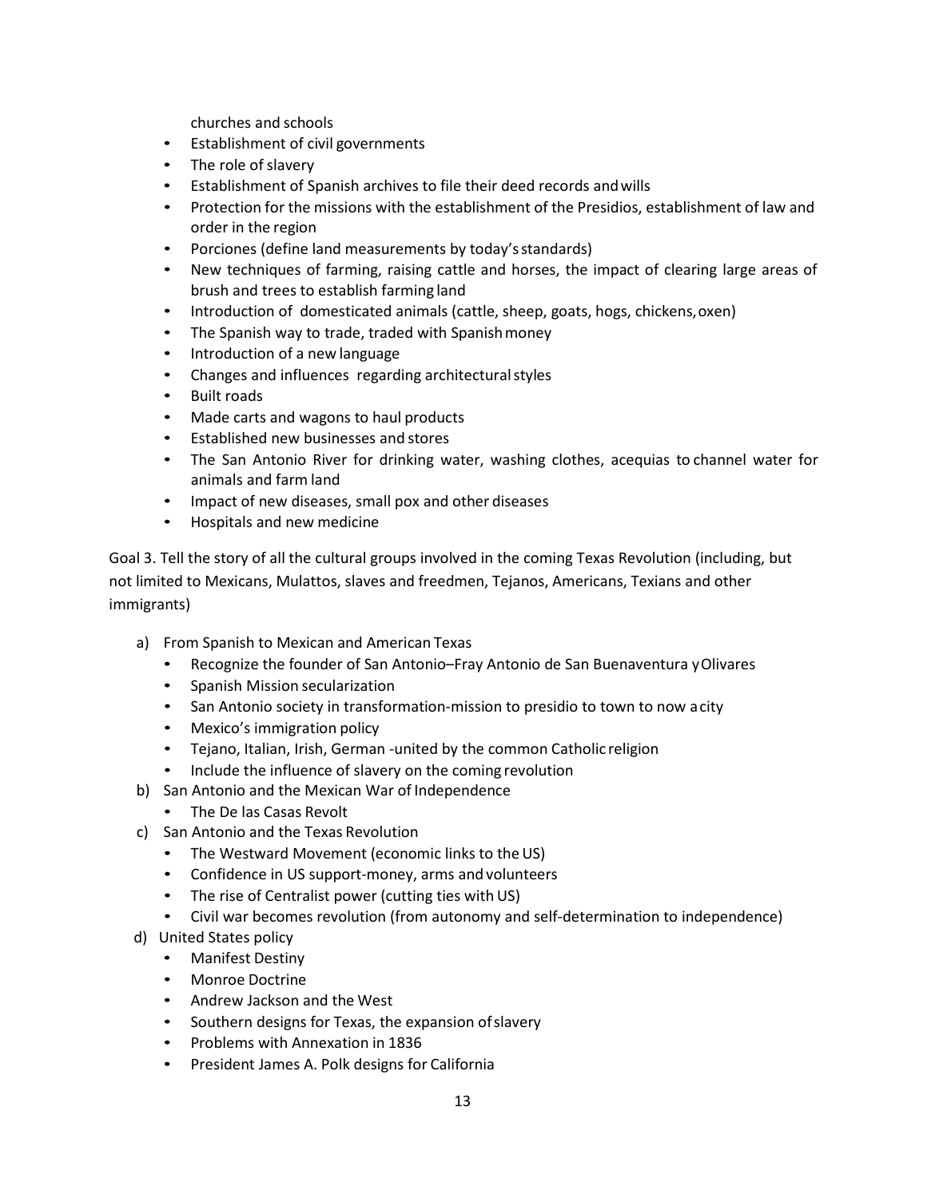churches and schools

- Establishment of civil governments
- The role of slavery
- Establishment of Spanish archives to file their deed records and wills
- Protection for the missions with the establishment of the Presidios, establishment of law and order in the region
- Porciones (define land measurements by today's standards)
- New techniques of farming, raising cattle and horses, the impact of clearing large areas of brush and trees to establish farming land
- Introduction of domesticated animals (cattle, sheep, goats, hogs, chickens, oxen)
- The Spanish way to trade, traded with Spanish money
- Introduction of a new language
- Changes and influences regarding architectural styles
- Built roads
- Made carts and wagons to haul products
- Established new businesses and stores
- The San Antonio River for drinking water, washing clothes, acequias to channel water for animals and farm land
- Impact of new diseases, small pox and other diseases
- Hospitals and new medicine

Goal 3. Tell the story of all the cultural groups involved in the coming Texas Revolution (including, but not limited to Mexicans, Mulattos, slaves and freedmen, Tejanos, Americans, Texians and other immigrants)

a) From Spanish to Mexican and American Texas
   - Recognize the founder of San Antonio–Fray Antonio de San Buenaventura y Olivares
   - Spanish Mission secularization
   - San Antonio society in transformation-mission to presidio to town to now a city
   - Mexico's immigration policy
   - Tejano, Italian, Irish, German -united by the common Catholic religion
   - Include the influence of slavery on the coming revolution
b) San Antonio and the Mexican War of Independence
   - The De las Casas Revolt
c) San Antonio and the Texas Revolution
   - The Westward Movement (economic links to the US)
   - Confidence in US support-money, arms and volunteers
   - The rise of Centralist power (cutting ties with US)
   - Civil war becomes revolution (from autonomy and self-determination to independence)
d) United States policy
   - Manifest Destiny
   - Monroe Doctrine
   - Andrew Jackson and the West
   - Southern designs for Texas, the expansion of slavery
   - Problems with Annexation in 1836
   - President James A. Polk designs for California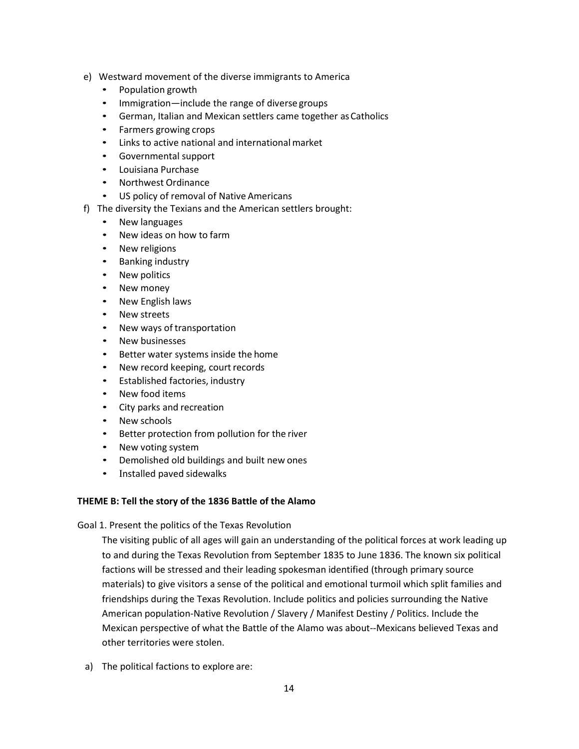e) Westward movement of the diverse immigrants to America
   - Population growth
   - Immigration—include the range of diverse groups
   - German, Italian and Mexican settlers came together as Catholics
   - Farmers growing crops
   - Links to active national and international market
   - Governmental support
   - Louisiana Purchase
   - Northwest Ordinance
   - US policy of removal of Native Americans

f) The diversity the Texians and the American settlers brought:
   - New languages
   - New ideas on how to farm
   - New religions
   - Banking industry
   - New politics
   - New money
   - New English laws
   - New streets
   - New ways of transportation
   - New businesses
   - Better water systems inside the home
   - New record keeping, court records
   - Established factories, industry
   - New food items
   - City parks and recreation
   - New schools
   - Better protection from pollution for the river
   - New voting system
   - Demolished old buildings and built new ones
   - Installed paved sidewalks

**THEME B: Tell the story of the 1836 Battle of the Alamo**

Goal 1. Present the politics of the Texas Revolution

The visiting public of all ages will gain an understanding of the political forces at work leading up to and during the Texas Revolution from September 1835 to June 1836. The known six political factions will be stressed and their leading spokesman identified (through primary source materials) to give visitors a sense of the political and emotional turmoil which split families and friendships during the Texas Revolution. Include politics and policies surrounding the Native American population-Native Revolution / Slavery / Manifest Destiny / Politics. Include the Mexican perspective of what the Battle of the Alamo was about--Mexicans believed Texas and other territories were stolen.

a) The political factions to explore are: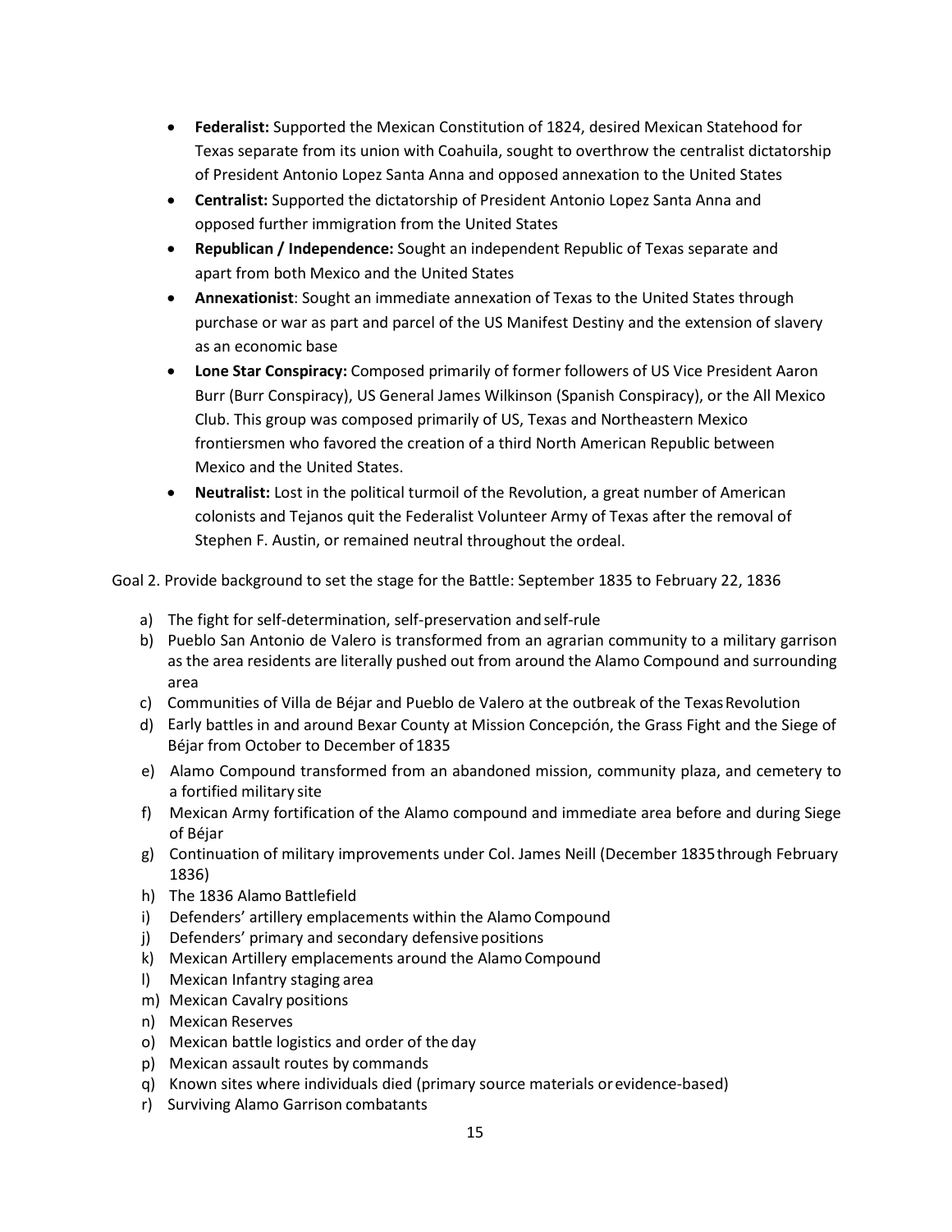- **Federalist:** Supported the Mexican Constitution of 1824, desired Mexican Statehood for Texas separate from its union with Coahuila, sought to overthrow the centralist dictatorship of President Antonio Lopez Santa Anna and opposed annexation to the United States
- **Centralist:** Supported the dictatorship of President Antonio Lopez Santa Anna and opposed further immigration from the United States
- **Republican / Independence:** Sought an independent Republic of Texas separate and apart from both Mexico and the United States
- **Annexationist**: Sought an immediate annexation of Texas to the United States through purchase or war as part and parcel of the US Manifest Destiny and the extension of slavery as an economic base
- **Lone Star Conspiracy:** Composed primarily of former followers of US Vice President Aaron Burr (Burr Conspiracy), US General James Wilkinson (Spanish Conspiracy), or the All Mexico Club. This group was composed primarily of US, Texas and Northeastern Mexico frontiersmen who favored the creation of a third North American Republic between Mexico and the United States.
- **Neutralist:** Lost in the political turmoil of the Revolution, a great number of American colonists and Tejanos quit the Federalist Volunteer Army of Texas after the removal of Stephen F. Austin, or remained neutral throughout the ordeal.

Goal 2. Provide background to set the stage for the Battle: September 1835 to February 22, 1836

a) The fight for self-determination, self-preservation and self-rule
b) Pueblo San Antonio de Valero is transformed from an agrarian community to a military garrison as the area residents are literally pushed out from around the Alamo Compound and surrounding area
c) Communities of Villa de Béjar and Pueblo de Valero at the outbreak of the Texas Revolution
d) Early battles in and around Bexar County at Mission Concepción, the Grass Fight and the Siege of Béjar from October to December of 1835
e) Alamo Compound transformed from an abandoned mission, community plaza, and cemetery to a fortified military site
f) Mexican Army fortification of the Alamo compound and immediate area before and during Siege of Béjar
g) Continuation of military improvements under Col. James Neill (December 1835 through February 1836)
h) The 1836 Alamo Battlefield
i) Defenders' artillery emplacements within the Alamo Compound
j) Defenders' primary and secondary defensive positions
k) Mexican Artillery emplacements around the Alamo Compound
l) Mexican Infantry staging area
m) Mexican Cavalry positions
n) Mexican Reserves
o) Mexican battle logistics and order of the day
p) Mexican assault routes by commands
q) Known sites where individuals died (primary source materials or evidence-based)
r) Surviving Alamo Garrison combatants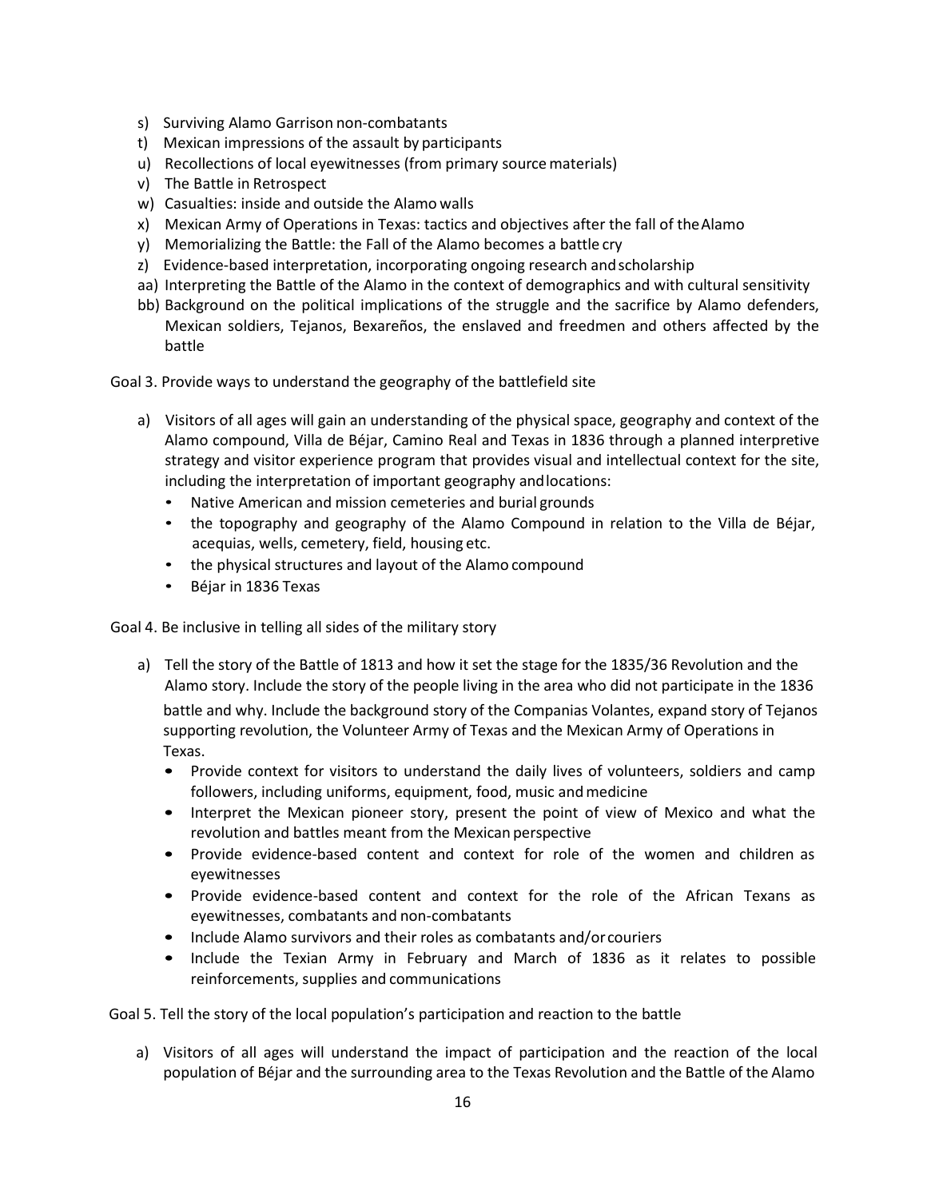s) Surviving Alamo Garrison non-combatants
t) Mexican impressions of the assault by participants
u) Recollections of local eyewitnesses (from primary source materials)
v) The Battle in Retrospect
w) Casualties: inside and outside the Alamo walls
x) Mexican Army of Operations in Texas: tactics and objectives after the fall of the Alamo
y) Memorializing the Battle: the Fall of the Alamo becomes a battle cry
z) Evidence-based interpretation, incorporating ongoing research and scholarship
aa) Interpreting the Battle of the Alamo in the context of demographics and with cultural sensitivity
bb) Background on the political implications of the struggle and the sacrifice by Alamo defenders, Mexican soldiers, Tejanos, Bexareños, the enslaved and freedmen and others affected by the battle

Goal 3. Provide ways to understand the geography of the battlefield site

a) Visitors of all ages will gain an understanding of the physical space, geography and context of the Alamo compound, Villa de Béjar, Camino Real and Texas in 1836 through a planned interpretive strategy and visitor experience program that provides visual and intellectual context for the site, including the interpretation of important geography and locations:
   - Native American and mission cemeteries and burial grounds
   - the topography and geography of the Alamo Compound in relation to the Villa de Béjar, acequias, wells, cemetery, field, housing etc.
   - the physical structures and layout of the Alamo compound
   - Béjar in 1836 Texas

Goal 4. Be inclusive in telling all sides of the military story

a) Tell the story of the Battle of 1813 and how it set the stage for the 1835/36 Revolution and the Alamo story. Include the story of the people living in the area who did not participate in the 1836 battle and why. Include the background story of the Companias Volantes, expand story of Tejanos supporting revolution, the Volunteer Army of Texas and the Mexican Army of Operations in Texas.
   - Provide context for visitors to understand the daily lives of volunteers, soldiers and camp followers, including uniforms, equipment, food, music and medicine
   - Interpret the Mexican pioneer story, present the point of view of Mexico and what the revolution and battles meant from the Mexican perspective
   - Provide evidence-based content and context for role of the women and children as eyewitnesses
   - Provide evidence-based content and context for the role of the African Texans as eyewitnesses, combatants and non-combatants
   - Include Alamo survivors and their roles as combatants and/or couriers
   - Include the Texian Army in February and March of 1836 as it relates to possible reinforcements, supplies and communications

Goal 5. Tell the story of the local population's participation and reaction to the battle

a) Visitors of all ages will understand the impact of participation and the reaction of the local population of Béjar and the surrounding area to the Texas Revolution and the Battle of the Alamo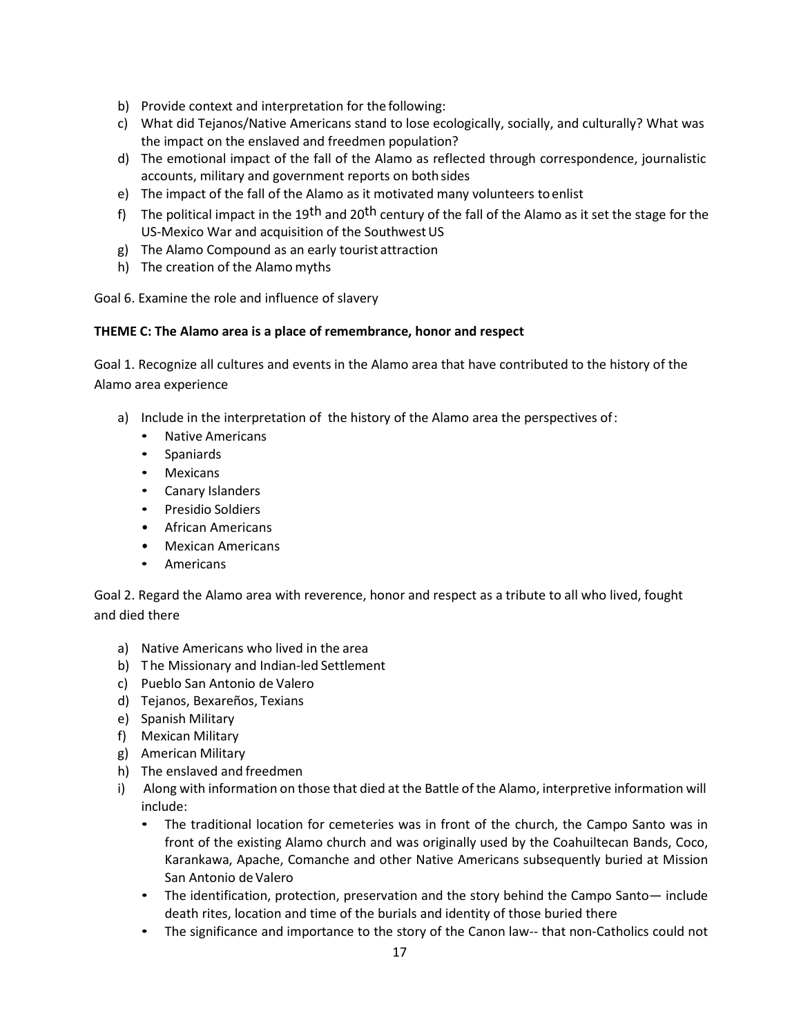b) Provide context and interpretation for the following:
c) What did Tejanos/Native Americans stand to lose ecologically, socially, and culturally? What was the impact on the enslaved and freedmen population?
d) The emotional impact of the fall of the Alamo as reflected through correspondence, journalistic accounts, military and government reports on both sides
e) The impact of the fall of the Alamo as it motivated many volunteers to enlist
f) The political impact in the 19th and 20th century of the fall of the Alamo as it set the stage for the US-Mexico War and acquisition of the Southwest US
g) The Alamo Compound as an early tourist attraction
h) The creation of the Alamo myths

Goal 6. Examine the role and influence of slavery

**THEME C: The Alamo area is a place of remembrance, honor and respect**

Goal 1. Recognize all cultures and events in the Alamo area that have contributed to the history of the Alamo area experience

a) Include in the interpretation of the history of the Alamo area the perspectives of:
   - Native Americans
   - Spaniards
   - Mexicans
   - Canary Islanders
   - Presidio Soldiers
   - African Americans
   - Mexican Americans
   - Americans

Goal 2. Regard the Alamo area with reverence, honor and respect as a tribute to all who lived, fought and died there

a) Native Americans who lived in the area
b) The Missionary and Indian-led Settlement
c) Pueblo San Antonio de Valero
d) Tejanos, Bexareños, Texians
e) Spanish Military
f) Mexican Military
g) American Military
h) The enslaved and freedmen
i) Along with information on those that died at the Battle of the Alamo, interpretive information will include:
   - The traditional location for cemeteries was in front of the church, the Campo Santo was in front of the existing Alamo church and was originally used by the Coahuiltecan Bands, Coco, Karankawa, Apache, Comanche and other Native Americans subsequently buried at Mission San Antonio de Valero
   - The identification, protection, preservation and the story behind the Campo Santo— include death rites, location and time of the burials and identity of those buried there
   - The significance and importance to the story of the Canon law-- that non-Catholics could not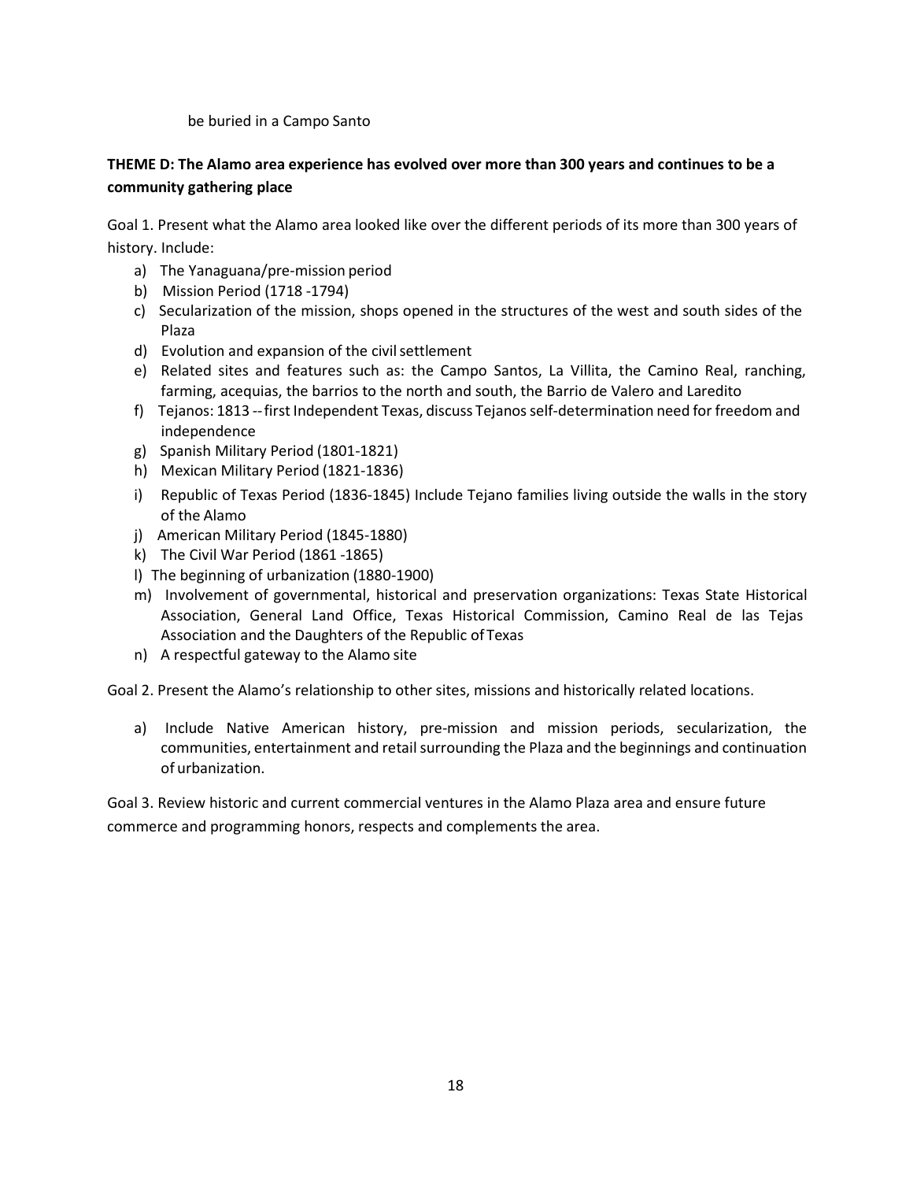be buried in a Campo Santo

**THEME D: The Alamo area experience has evolved over more than 300 years and continues to be a community gathering place**

Goal 1. Present what the Alamo area looked like over the different periods of its more than 300 years of history. Include:

a) The Yanaguana/pre-mission period
b) Mission Period (1718 -1794)
c) Secularization of the mission, shops opened in the structures of the west and south sides of the Plaza
d) Evolution and expansion of the civil settlement
e) Related sites and features such as: the Campo Santos, La Villita, the Camino Real, ranching, farming, acequias, the barrios to the north and south, the Barrio de Valero and Laredito
f) Tejanos: 1813 -- first Independent Texas, discuss Tejanos self-determination need for freedom and independence
g) Spanish Military Period (1801-1821)
h) Mexican Military Period (1821-1836)
i) Republic of Texas Period (1836-1845) Include Tejano families living outside the walls in the story of the Alamo
j) American Military Period (1845-1880)
k) The Civil War Period (1861 -1865)
l) The beginning of urbanization (1880-1900)
m) Involvement of governmental, historical and preservation organizations: Texas State Historical Association, General Land Office, Texas Historical Commission, Camino Real de las Tejas Association and the Daughters of the Republic of Texas
n) A respectful gateway to the Alamo site

Goal 2. Present the Alamo's relationship to other sites, missions and historically related locations.

a) Include Native American history, pre-mission and mission periods, secularization, the communities, entertainment and retail surrounding the Plaza and the beginnings and continuation of urbanization.

Goal 3. Review historic and current commercial ventures in the Alamo Plaza area and ensure future commerce and programming honors, respects and complements the area.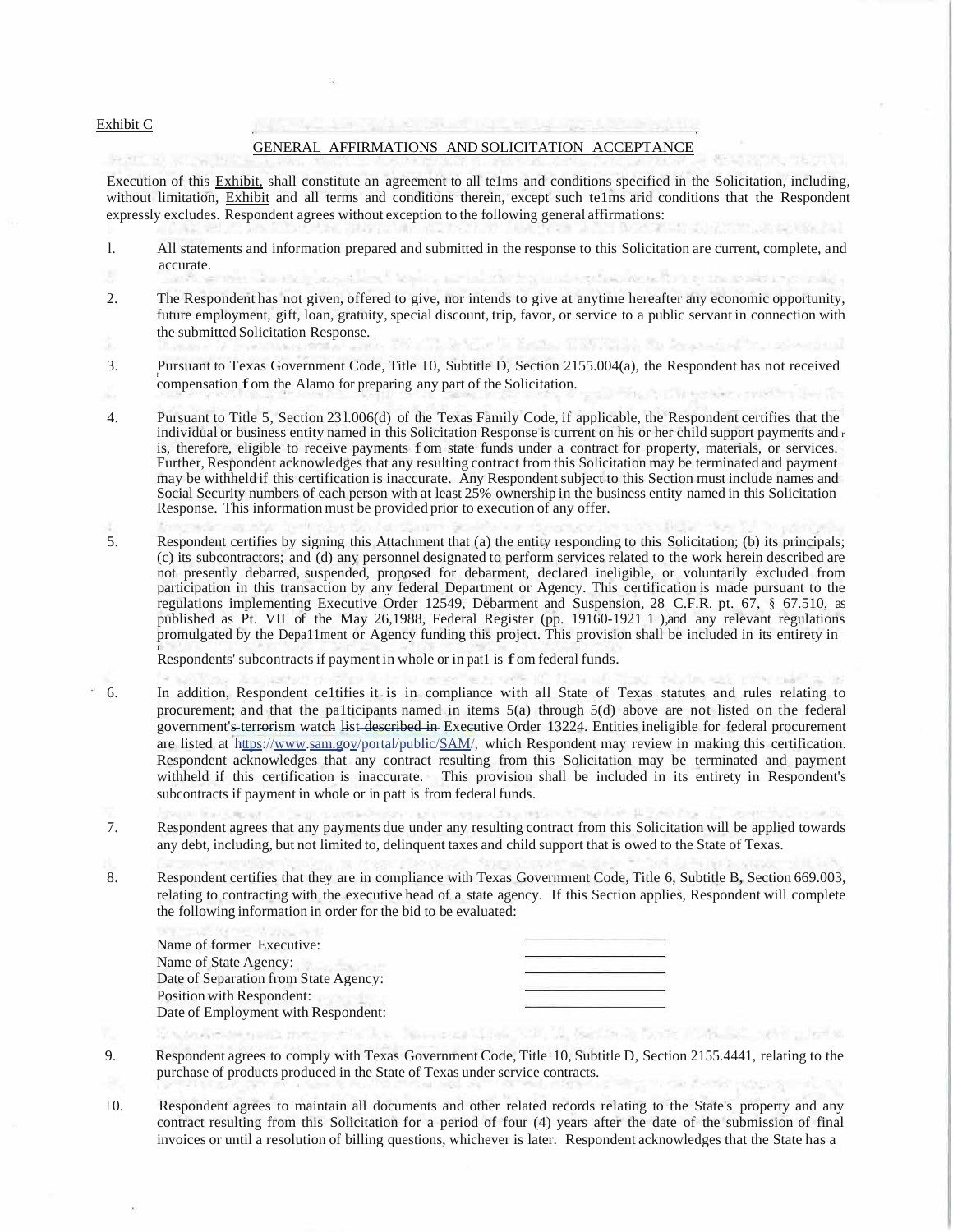Exhibit C

## GENERAL AFFIRMATIONS AND SOLICITATION ACCEPTANCE

Execution of this Exhibit, shall constitute an agreement to all te1ms and conditions specified in the Solicitation, including, without limitation, Exhibit and all terms and conditions therein, except such te1ms arid conditions that the Respondent expressly excludes. Respondent agrees without exception to the following general affirmations:

1. All statements and information prepared and submitted in the response to this Solicitation are current, complete, and accurate.

2. The Respondent has not given, offered to give, nor intends to give at anytime hereafter any economic opportunity, future employment, gift, loan, gratuity, special discount, trip, favor, or service to a public servant in connection with the submitted Solicitation Response.

3. Pursuant to Texas Government Code, Title 10, Subtitle D, Section 2155.004(a), the Respondent has not received compensation f om the Alamo for preparing any part of the Solicitation.

4. Pursuant to Title 5, Section 231.006(d) of the Texas Family Code, if applicable, the Respondent certifies that the individual or business entity named in this Solicitation Response is current on his or her child support payments and is, therefore, eligible to receive payments f om state funds under a contract for property, materials, or services. Further, Respondent acknowledges that any resulting contract from this Solicitation may be terminated and payment may be withheld if this certification is inaccurate. Any Respondent subject to this Section must include names and Social Security numbers of each person with at least 25% ownership in the business entity named in this Solicitation Response. This information must be provided prior to execution of any offer.

5. Respondent certifies by signing this Attachment that (a) the entity responding to this Solicitation; (b) its principals; (c) its subcontractors; and (d) any personnel designated to perform services related to the work herein described are not presently debarred, suspended, proposed for debarment, declared ineligible, or voluntarily excluded from participation in this transaction by any federal Department or Agency. This certification is made pursuant to the regulations implementing Executive Order 12549, Debarment and Suspension, 28 C.F.R. pt. 67, § 67.510, as published as Pt. VII of the May 26,1988, Federal Register (pp. 19160-1921 1 ),and any relevant regulations promulgated by the Depa11ment or Agency funding this project. This provision shall be included in its entirety in Respondents' subcontracts if payment in whole or in pat1 is f om federal funds.

6. In addition, Respondent ce1tifies it is in compliance with all State of Texas statutes and rules relating to procurement; and that the pa1ticipants named in items 5(a) through 5(d) above are not listed on the federal government's terrorism watch ~~list described in~~ Executive Order 13224. Entities ineligible for federal procurement are listed at https://www.sam.gov/portal/public/SAM/, which Respondent may review in making this certification. Respondent acknowledges that any contract resulting from this Solicitation may be terminated and payment withheld if this certification is inaccurate. This provision shall be included in its entirety in Respondent's subcontracts if payment in whole or in patt is from federal funds.

7. Respondent agrees that any payments due under any resulting contract from this Solicitation will be applied towards any debt, including, but not limited to, delinquent taxes and child support that is owed to the State of Texas.

8. Respondent certifies that they are in compliance with Texas Government Code, Title 6, Subtitle B, Section 669.003, relating to contracting with the executive head of a state agency. If this Section applies, Respondent will complete the following information in order for the bid to be evaluated:

   Name of former Executive: ____________________
   Name of State Agency: ____________________
   Date of Separation from State Agency: ____________________
   Position with Respondent: ____________________
   Date of Employment with Respondent: ____________________

9. Respondent agrees to comply with Texas Government Code, Title 10, Subtitle D, Section 2155.4441, relating to the purchase of products produced in the State of Texas under service contracts.

10. Respondent agrees to maintain all documents and other related records relating to the State's property and any contract resulting from this Solicitation for a period of four (4) years after the date of the submission of final invoices or until a resolution of billing questions, whichever is later. Respondent acknowledges that the State has a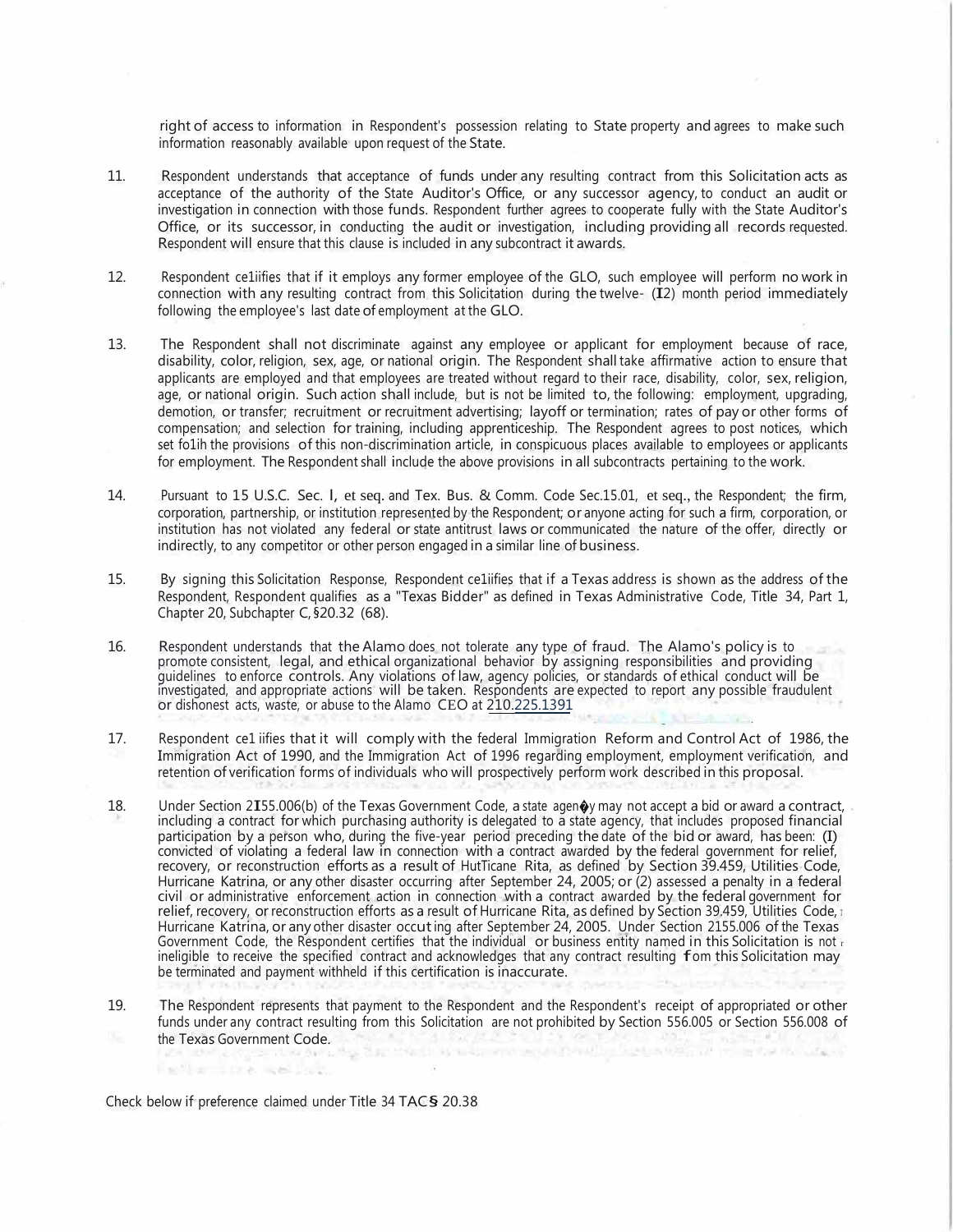right of access to information in Respondent's possession relating to State property and agrees to make such information reasonably available upon request of the State.

11. Respondent understands that acceptance of funds under any resulting contract from this Solicitation acts as acceptance of the authority of the State Auditor's Office, or any successor agency, to conduct an audit or investigation in connection with those funds. Respondent further agrees to cooperate fully with the State Auditor's Office, or its successor, in conducting the audit or investigation, including providing all records requested. Respondent will ensure that this clause is included in any subcontract it awards.

12. Respondent ce1iifies that if it employs any former employee of the GLO, such employee will perform no work in connection with any resulting contract from this Solicitation during the twelve- (I2) month period immediately following the employee's last date of employment at the GLO.

13. The Respondent shall not discriminate against any employee or applicant for employment because of race, disability, color, religion, sex, age, or national origin. The Respondent shall take affirmative action to ensure that applicants are employed and that employees are treated without regard to their race, disability, color, sex, religion, age, or national origin. Such action shall include, but is not be limited to, the following: employment, upgrading, demotion, or transfer; recruitment or recruitment advertising; layoff or termination; rates of pay or other forms of compensation; and selection for training, including apprenticeship. The Respondent agrees to post notices, which set fo1ih the provisions of this non-discrimination article, in conspicuous places available to employees or applicants for employment. The Respondent shall include the above provisions in all subcontracts pertaining to the work.

14. Pursuant to 15 U.S.C. Sec. I, et seq. and Tex. Bus. & Comm. Code Sec.15.01, et seq., the Respondent; the firm, corporation, partnership, or institution represented by the Respondent; or anyone acting for such a firm, corporation, or institution has not violated any federal or state antitrust laws or communicated the nature of the offer, directly or indirectly, to any competitor or other person engaged in a similar line of business.

15. By signing this Solicitation Response, Respondent ce1iifies that if a Texas address is shown as the address of the Respondent, Respondent qualifies as a "Texas Bidder" as defined in Texas Administrative Code, Title 34, Part 1, Chapter 20, Subchapter C, §20.32 (68).

16. Respondent understands that the Alamo does not tolerate any type of fraud. The Alamo's policy is to promote consistent, legal, and ethical organizational behavior by assigning responsibilities and providing guidelines to enforce controls. Any violations of law, agency policies, or standards of ethical conduct will be investigated, and appropriate actions will be taken. Respondents are expected to report any possible fraudulent or dishonest acts, waste, or abuse to the Alamo CEO at 210.225.1391

17. Respondent ce1 iifies that it will comply with the federal Immigration Reform and Control Act of 1986, the Immigration Act of 1990, and the Immigration Act of 1996 regarding employment, employment verification, and retention of verification forms of individuals who will prospectively perform work described in this proposal.

18. Under Section 2I55.006(b) of the Texas Government Code, a state agen�y may not accept a bid or award a contract, including a contract for which purchasing authority is delegated to a state agency, that includes proposed financial participation by a person who, during the five-year period preceding the date of the bid or award, has been: (I) convicted of violating a federal law in connection with a contract awarded by the federal government for relief, recovery, or reconstruction efforts as a result of HutTicane Rita, as defined by Section 39.459, Utilities Code, Hurricane Katrina, or any other disaster occurring after September 24, 2005; or (2) assessed a penalty in a federal civil or administrative enforcement action in connection with a contract awarded by the federal government for relief, recovery, or reconstruction efforts as a result of Hurricane Rita, as defined by Section 39.459, Utilities Code, Hurricane Katrina, or any other disaster occut ing after September 24, 2005. Under Section 2155.006 of the Texas Government Code, the Respondent certifies that the individual or business entity named in this Solicitation is not ineligible to receive the specified contract and acknowledges that any contract resulting fom this Solicitation may be terminated and payment withheld if this certification is inaccurate.

19. The Respondent represents that payment to the Respondent and the Respondent's receipt of appropriated or other funds under any contract resulting from this Solicitation are not prohibited by Section 556.005 or Section 556.008 of the Texas Government Code.

Check below if preference claimed under Title 34 TAC § 20.38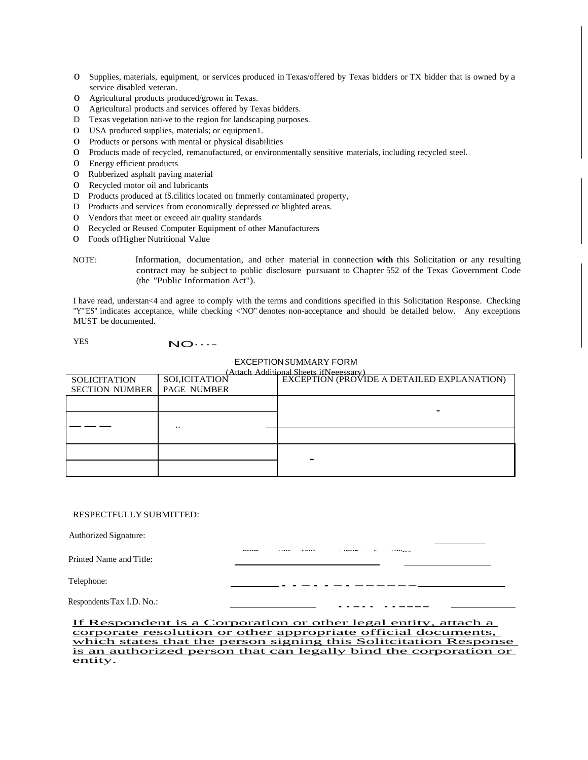- o Supplies, materials, equipment, or services produced in Texas/offered by Texas bidders or TX bidder that is owned by a service disabled veteran.
- o Agricultural products produced/grown in Texas.
- o Agricultural products and services offered by Texas bidders.
- D Texas vegetation nati-ve to the region for landscaping purposes.
- o USA produced supplies, materials; or equipmen1.
- o Products or persons with mental or physical disabilities
- o Products made of recycled, remanufactured, or environmentally sensitive materials, including recycled steel.
- o Energy efficient products
- o Rubberized asphalt paving material
- o Recycled motor oil and lubricants
- D Products produced at fS.cilitics located on fmmerly contaminated property,
- D Products and services from economically depressed or blighted areas.
- o Vendors that meet or exceed air quality standards
- o Recycled or Reused Computer Equipment of other Manufacturers
- o Foods ofHigher Nutritional Value

NOTE: Information, documentation, and other material in connection **with** this Solicitation or any resulting contract may be subject to public disclosure pursuant to Chapter 552 of the Texas Government Code (the "Public Information Act").

I have read, understan<4 and agree to comply with the terms and conditions specified in this Solicitation Response. Checking "Y'"ES" indicates acceptance, while checking <'NO" denotes non-acceptance and should be detailed below. Any exceptions MUST be documented.

YES NO---

EXCEPTION SUMMARY FORM

(Attach Additional Sheets ifNeeessary)

| SOLICITATION SECTION NUMBER | SOI,ICITATION PAGE NUMBER | EXCEPTION (PROVIDE A DETAILED EXPLANATION) |
|---|---|---|
| | | - |
| — — — | .. | |
| | | - |
| | | |

RESPECTFULLY SUBMITTED:

Authorized Signature:

Printed Name and Title:

Telephone:

Respondents Tax I.D. No.:

<u>If Respondent is a Corporation or other legal entity, attach a corporate resolution or other appropriate official documents, which states that the person signing this Solitcitation Response is an authorized person that can legally bind the corporation or entity.</u>